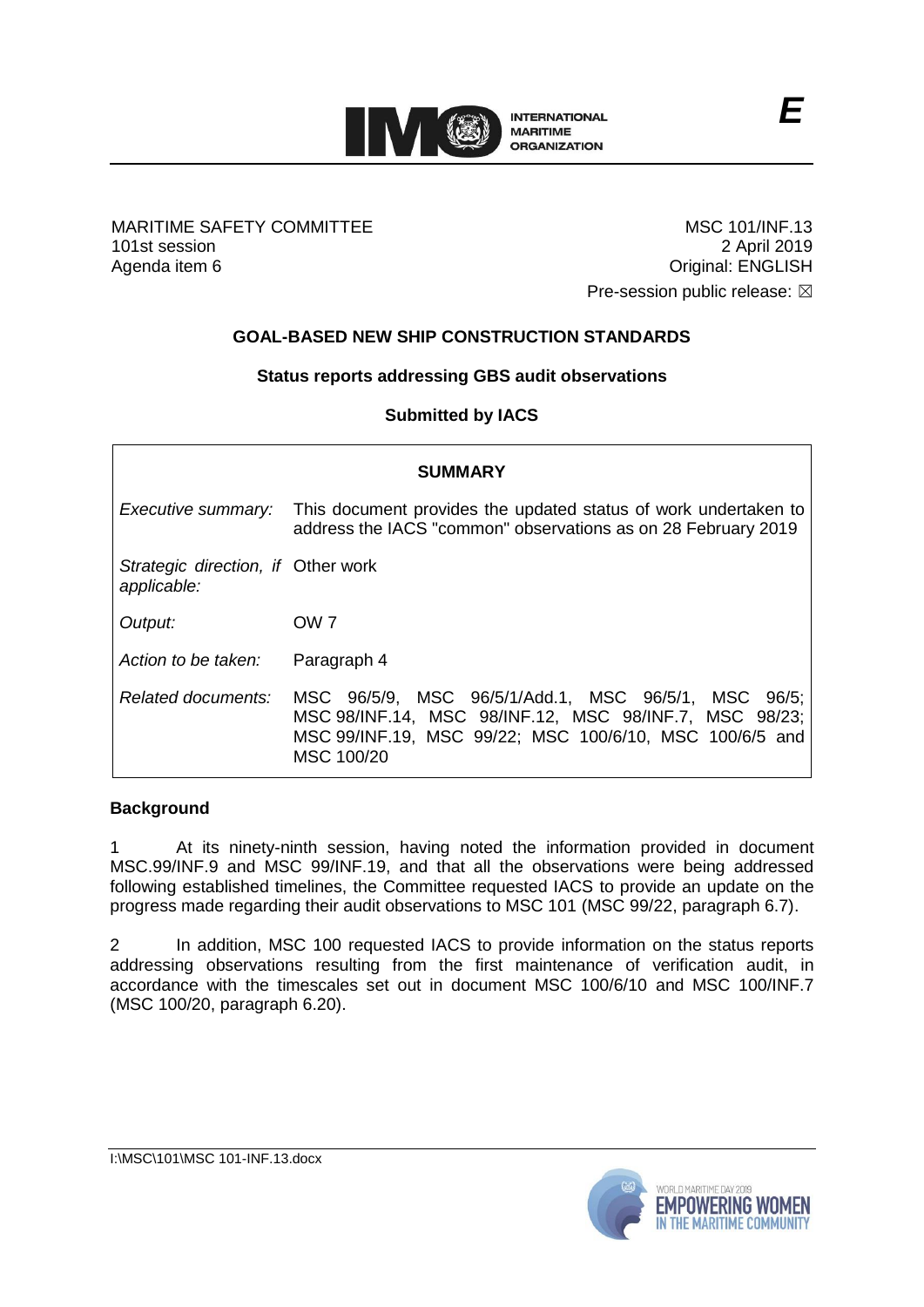E

MARITIME SAFETY COMMITTEE
101st session
Agenda item 6

MSC 101/INF.13
2 April 2019
Original: ENGLISH
Pre-session public release: ☒

## GOAL-BASED NEW SHIP CONSTRUCTION STANDARDS

### Status reports addressing GBS audit observations

### Submitted by IACS

| SUMMARY | |
|---|---|
| *Executive summary:* | This document provides the updated status of work undertaken to address the IACS "common" observations as on 28 February 2019 |
| *Strategic direction, if applicable:* | Other work |
| *Output:* | OW 7 |
| *Action to be taken:* | Paragraph 4 |
| *Related documents:* | MSC 96/5/9, MSC 96/5/1/Add.1, MSC 96/5/1, MSC 96/5; MSC 98/INF.14, MSC 98/INF.12, MSC 98/INF.7, MSC 98/23; MSC 99/INF.19, MSC 99/22; MSC 100/6/10, MSC 100/6/5 and MSC 100/20 |

**Background**

1 At its ninety-ninth session, having noted the information provided in document MSC.99/INF.9 and MSC 99/INF.19, and that all the observations were being addressed following established timelines, the Committee requested IACS to provide an update on the progress made regarding their audit observations to MSC 101 (MSC 99/22, paragraph 6.7).

2 In addition, MSC 100 requested IACS to provide information on the status reports addressing observations resulting from the first maintenance of verification audit, in accordance with the timescales set out in document MSC 100/6/10 and MSC 100/INF.7 (MSC 100/20, paragraph 6.20).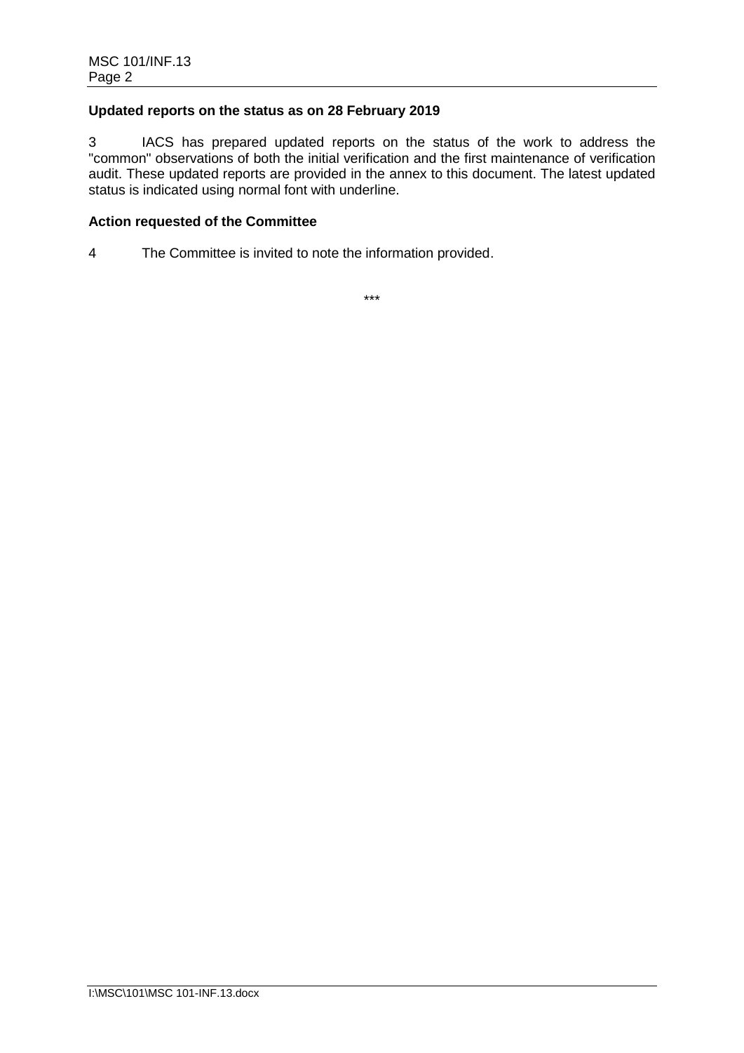**Updated reports on the status as on 28 February 2019**

3 IACS has prepared updated reports on the status of the work to address the "common" observations of both the initial verification and the first maintenance of verification audit. These updated reports are provided in the annex to this document. The latest updated status is indicated using normal font with underline.

**Action requested of the Committee**

4 The Committee is invited to note the information provided.

\*\*\*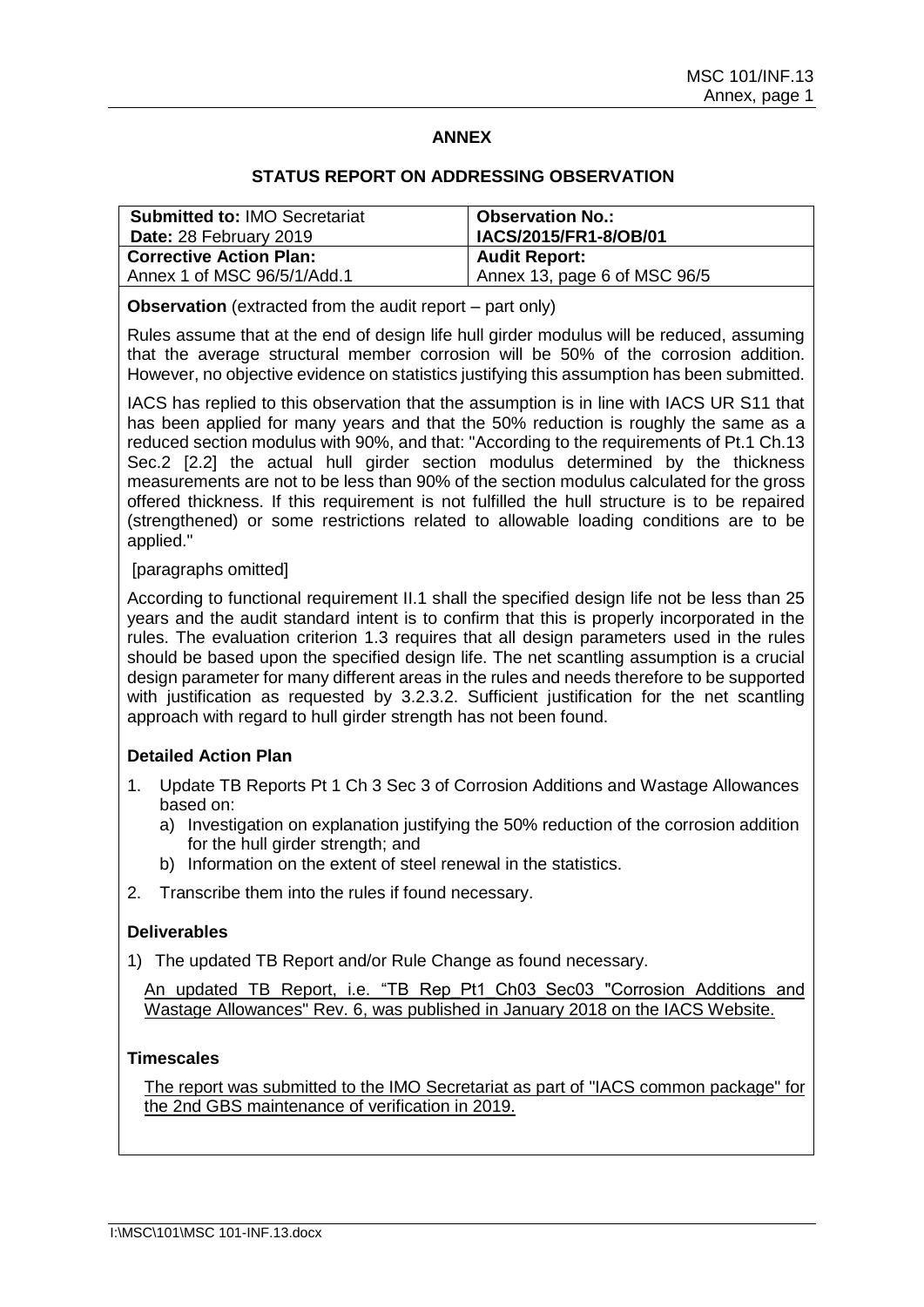## ANNEX

### STATUS REPORT ON ADDRESSING OBSERVATION

| **Submitted to:** IMO Secretariat<br>**Date:** 28 February 2019 | **Observation No.:**<br>**IACS/2015/FR1-8/OB/01** |
|---|---|
| **Corrective Action Plan:**<br>Annex 1 of MSC 96/5/1/Add.1 | **Audit Report:**<br>Annex 13, page 6 of MSC 96/5 |

**Observation** (extracted from the audit report – part only)

Rules assume that at the end of design life hull girder modulus will be reduced, assuming that the average structural member corrosion will be 50% of the corrosion addition. However, no objective evidence on statistics justifying this assumption has been submitted.

IACS has replied to this observation that the assumption is in line with IACS UR S11 that has been applied for many years and that the 50% reduction is roughly the same as a reduced section modulus with 90%, and that: "According to the requirements of Pt.1 Ch.13 Sec.2 [2.2] the actual hull girder section modulus determined by the thickness measurements are not to be less than 90% of the section modulus calculated for the gross offered thickness. If this requirement is not fulfilled the hull structure is to be repaired (strengthened) or some restrictions related to allowable loading conditions are to be applied."

[paragraphs omitted]

According to functional requirement II.1 shall the specified design life not be less than 25 years and the audit standard intent is to confirm that this is properly incorporated in the rules. The evaluation criterion 1.3 requires that all design parameters used in the rules should be based upon the specified design life. The net scantling assumption is a crucial design parameter for many different areas in the rules and needs therefore to be supported with justification as requested by 3.2.3.2. Sufficient justification for the net scantling approach with regard to hull girder strength has not been found.

**Detailed Action Plan**

1. Update TB Reports Pt 1 Ch 3 Sec 3 of Corrosion Additions and Wastage Allowances based on:
   a) Investigation on explanation justifying the 50% reduction of the corrosion addition for the hull girder strength; and
   b) Information on the extent of steel renewal in the statistics.
2. Transcribe them into the rules if found necessary.

**Deliverables**

1) The updated TB Report and/or Rule Change as found necessary.

<u>An updated TB Report, i.e. "TB Rep Pt1 Ch03 Sec03 "Corrosion Additions and Wastage Allowances" Rev. 6, was published in January 2018 on the IACS Website.</u>

**Timescales**

<u>The report was submitted to the IMO Secretariat as part of "IACS common package" for the 2nd GBS maintenance of verification in 2019.</u>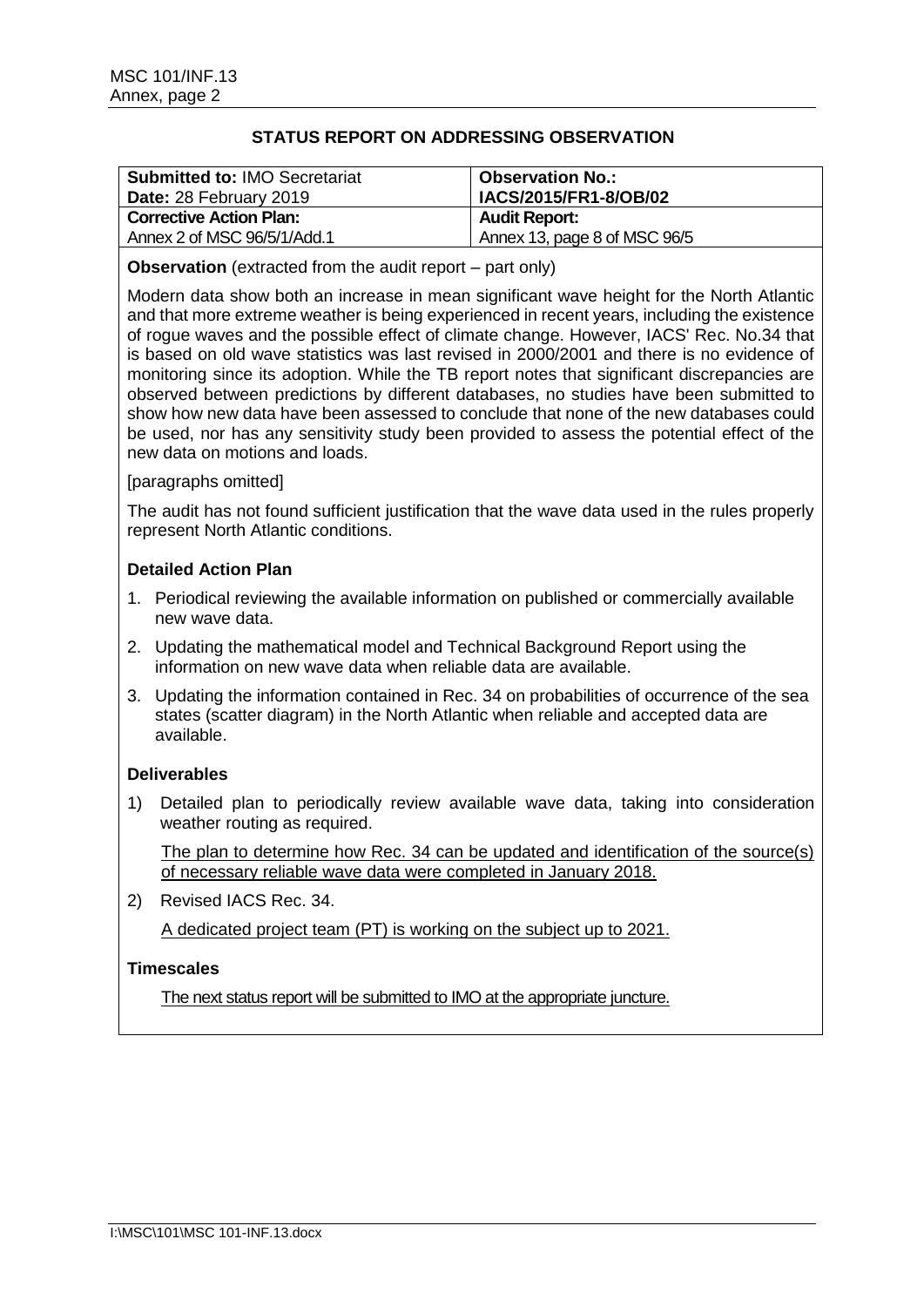## STATUS REPORT ON ADDRESSING OBSERVATION

| **Submitted to:** IMO Secretariat<br>**Date:** 28 February 2019 | **Observation No.:**<br>**IACS/2015/FR1-8/OB/02** |
|---|---|
| **Corrective Action Plan:**<br>Annex 2 of MSC 96/5/1/Add.1 | **Audit Report:**<br>Annex 13, page 8 of MSC 96/5 |

**Observation** (extracted from the audit report – part only)

Modern data show both an increase in mean significant wave height for the North Atlantic and that more extreme weather is being experienced in recent years, including the existence of rogue waves and the possible effect of climate change. However, IACS' Rec. No.34 that is based on old wave statistics was last revised in 2000/2001 and there is no evidence of monitoring since its adoption. While the TB report notes that significant discrepancies are observed between predictions by different databases, no studies have been submitted to show how new data have been assessed to conclude that none of the new databases could be used, nor has any sensitivity study been provided to assess the potential effect of the new data on motions and loads.

[paragraphs omitted]

The audit has not found sufficient justification that the wave data used in the rules properly represent North Atlantic conditions.

### Detailed Action Plan

1. Periodical reviewing the available information on published or commercially available new wave data.
2. Updating the mathematical model and Technical Background Report using the information on new wave data when reliable data are available.
3. Updating the information contained in Rec. 34 on probabilities of occurrence of the sea states (scatter diagram) in the North Atlantic when reliable and accepted data are available.

### Deliverables

1) Detailed plan to periodically review available wave data, taking into consideration weather routing as required.

   <u>The plan to determine how Rec. 34 can be updated and identification of the source(s) of necessary reliable wave data were completed in January 2018.</u>

2) Revised IACS Rec. 34.

   <u>A dedicated project team (PT) is working on the subject up to 2021.</u>

### Timescales

<u>The next status report will be submitted to IMO at the appropriate juncture.</u>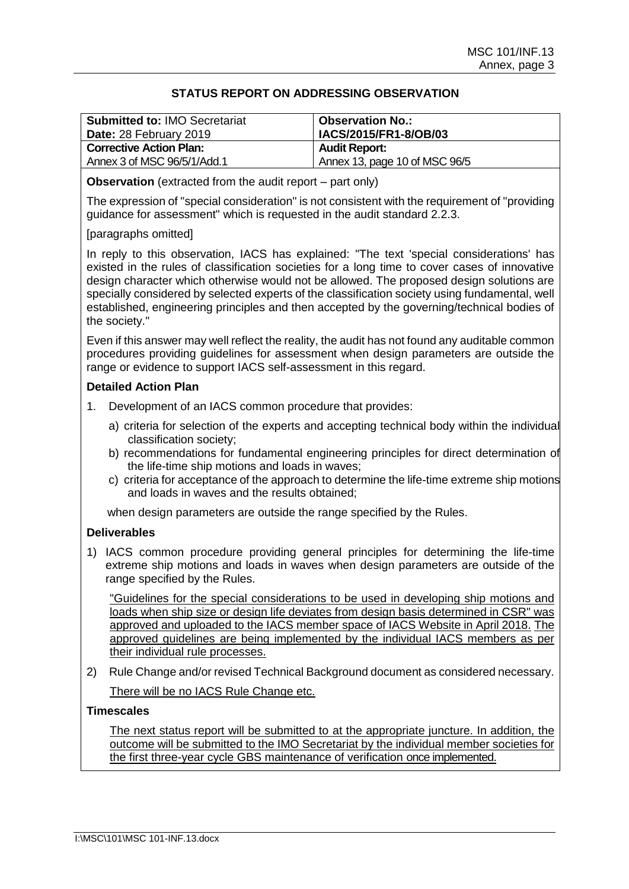## STATUS REPORT ON ADDRESSING OBSERVATION

| **Submitted to:** IMO Secretariat<br>**Date:** 28 February 2019 | **Observation No.:**<br>**IACS/2015/FR1-8/OB/03** |
|---|---|
| **Corrective Action Plan:**<br>Annex 3 of MSC 96/5/1/Add.1 | **Audit Report:**<br>Annex 13, page 10 of MSC 96/5 |

**Observation** (extracted from the audit report – part only)

The expression of "special consideration" is not consistent with the requirement of "providing guidance for assessment" which is requested in the audit standard 2.2.3.

[paragraphs omitted]

In reply to this observation, IACS has explained: "The text 'special considerations' has existed in the rules of classification societies for a long time to cover cases of innovative design character which otherwise would not be allowed. The proposed design solutions are specially considered by selected experts of the classification society using fundamental, well established, engineering principles and then accepted by the governing/technical bodies of the society."

Even if this answer may well reflect the reality, the audit has not found any auditable common procedures providing guidelines for assessment when design parameters are outside the range or evidence to support IACS self-assessment in this regard.

**Detailed Action Plan**

1. Development of an IACS common procedure that provides:

   a) criteria for selection of the experts and accepting technical body within the individual classification society;

   b) recommendations for fundamental engineering principles for direct determination of the life-time ship motions and loads in waves;

   c) criteria for acceptance of the approach to determine the life-time extreme ship motions and loads in waves and the results obtained;

   when design parameters are outside the range specified by the Rules.

**Deliverables**

1) IACS common procedure providing general principles for determining the life-time extreme ship motions and loads in waves when design parameters are outside of the range specified by the Rules.

   <u>"Guidelines for the special considerations to be used in developing ship motions and loads when ship size or design life deviates from design basis determined in CSR" was approved and uploaded to the IACS member space of IACS Website in April 2018.</u> <u>The approved guidelines are being implemented by the individual IACS members as per their individual rule processes.</u>

2) Rule Change and/or revised Technical Background document as considered necessary.

   <u>There will be no IACS Rule Change etc.</u>

**Timescales**

<u>The next status report will be submitted to at the appropriate juncture. In addition, the outcome will be submitted to the IMO Secretariat by the individual member societies for the first three-year cycle GBS maintenance of verification once implemented.</u>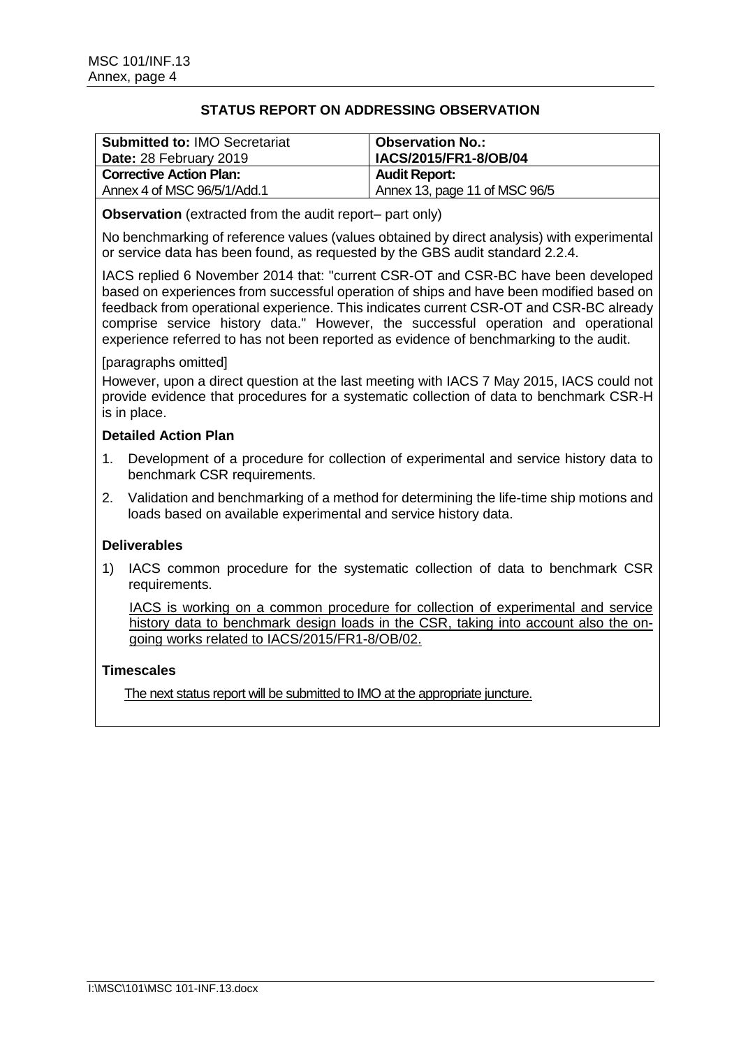## STATUS REPORT ON ADDRESSING OBSERVATION

| **Submitted to:** IMO Secretariat<br>**Date:** 28 February 2019 | **Observation No.:**<br>**IACS/2015/FR1-8/OB/04** |
|---|---|
| **Corrective Action Plan:**<br>Annex 4 of MSC 96/5/1/Add.1 | **Audit Report:**<br>Annex 13, page 11 of MSC 96/5 |

**Observation** (extracted from the audit report– part only)

No benchmarking of reference values (values obtained by direct analysis) with experimental or service data has been found, as requested by the GBS audit standard 2.2.4.

IACS replied 6 November 2014 that: "current CSR-OT and CSR-BC have been developed based on experiences from successful operation of ships and have been modified based on feedback from operational experience. This indicates current CSR-OT and CSR-BC already comprise service history data." However, the successful operation and operational experience referred to has not been reported as evidence of benchmarking to the audit.

[paragraphs omitted]

However, upon a direct question at the last meeting with IACS 7 May 2015, IACS could not provide evidence that procedures for a systematic collection of data to benchmark CSR-H is in place.

**Detailed Action Plan**

1. Development of a procedure for collection of experimental and service history data to benchmark CSR requirements.
2. Validation and benchmarking of a method for determining the life-time ship motions and loads based on available experimental and service history data.

**Deliverables**

1) IACS common procedure for the systematic collection of data to benchmark CSR requirements.

   IACS is working on a common procedure for collection of experimental and service history data to benchmark design loads in the CSR, taking into account also the on-going works related to IACS/2015/FR1-8/OB/02.

**Timescales**

The next status report will be submitted to IMO at the appropriate juncture.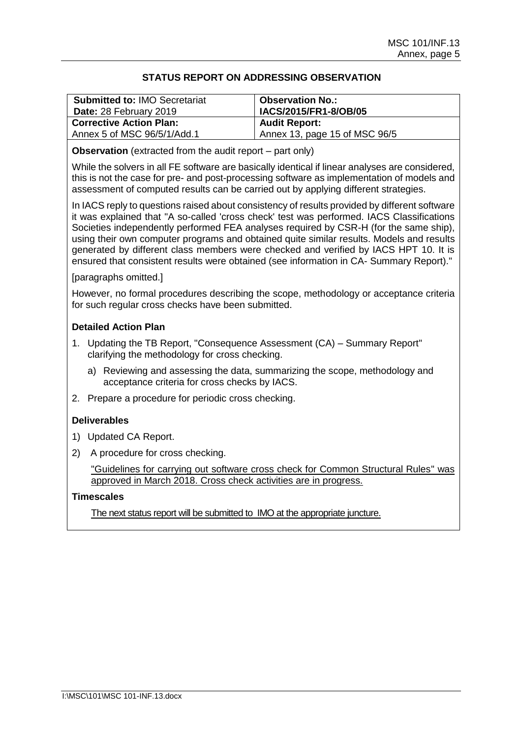## STATUS REPORT ON ADDRESSING OBSERVATION

| **Submitted to:** IMO Secretariat<br>**Date:** 28 February 2019 | **Observation No.:**<br>**IACS/2015/FR1-8/OB/05** |
|---|---|
| **Corrective Action Plan:**<br>Annex 5 of MSC 96/5/1/Add.1 | **Audit Report:**<br>Annex 13, page 15 of MSC 96/5 |

**Observation** (extracted from the audit report – part only)

While the solvers in all FE software are basically identical if linear analyses are considered, this is not the case for pre- and post-processing software as implementation of models and assessment of computed results can be carried out by applying different strategies.

In IACS reply to questions raised about consistency of results provided by different software it was explained that "A so-called 'cross check' test was performed. IACS Classifications Societies independently performed FEA analyses required by CSR-H (for the same ship), using their own computer programs and obtained quite similar results. Models and results generated by different class members were checked and verified by IACS HPT 10. It is ensured that consistent results were obtained (see information in CA- Summary Report)."

[paragraphs omitted.]

However, no formal procedures describing the scope, methodology or acceptance criteria for such regular cross checks have been submitted.

**Detailed Action Plan**

1. Updating the TB Report, "Consequence Assessment (CA) – Summary Report" clarifying the methodology for cross checking.
   a) Reviewing and assessing the data, summarizing the scope, methodology and acceptance criteria for cross checks by IACS.
2. Prepare a procedure for periodic cross checking.

**Deliverables**

1) Updated CA Report.
2) A procedure for cross checking.

   <u>"Guidelines for carrying out software cross check for Common Structural Rules" was approved in March 2018. Cross check activities are in progress.</u>

**Timescales**

<u>The next status report will be submitted to IMO at the appropriate juncture.</u>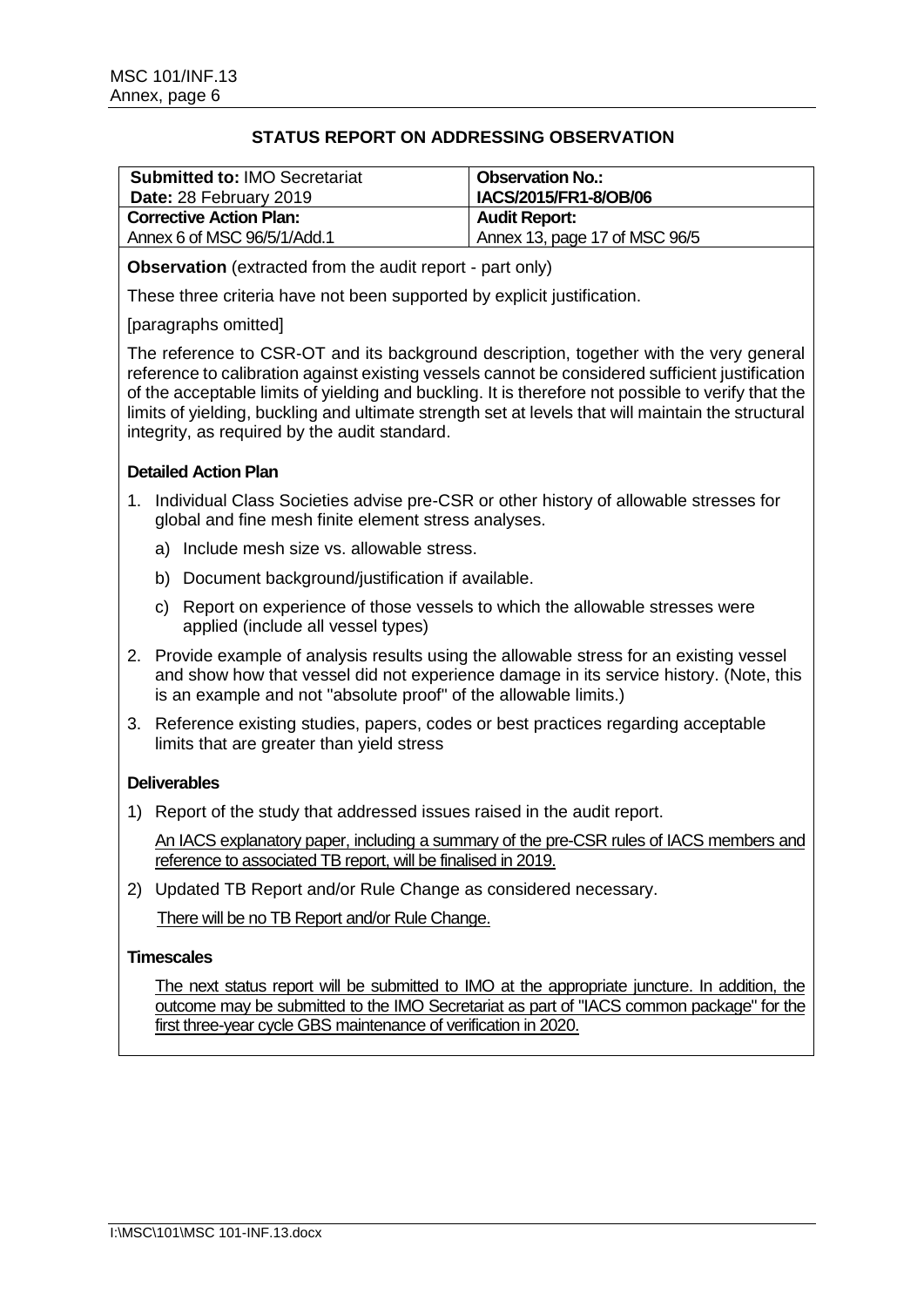## STATUS REPORT ON ADDRESSING OBSERVATION

| **Submitted to:** IMO Secretariat<br>**Date:** 28 February 2019 | **Observation No.:**<br>**IACS/2015/FR1-8/OB/06** |
|---|---|
| **Corrective Action Plan:**<br>Annex 6 of MSC 96/5/1/Add.1 | **Audit Report:**<br>Annex 13, page 17 of MSC 96/5 |

**Observation** (extracted from the audit report - part only)

These three criteria have not been supported by explicit justification.

[paragraphs omitted]

The reference to CSR-OT and its background description, together with the very general reference to calibration against existing vessels cannot be considered sufficient justification of the acceptable limits of yielding and buckling. It is therefore not possible to verify that the limits of yielding, buckling and ultimate strength set at levels that will maintain the structural integrity, as required by the audit standard.

**Detailed Action Plan**

1. Individual Class Societies advise pre-CSR or other history of allowable stresses for global and fine mesh finite element stress analyses.
   a) Include mesh size vs. allowable stress.
   b) Document background/justification if available.
   c) Report on experience of those vessels to which the allowable stresses were applied (include all vessel types)
2. Provide example of analysis results using the allowable stress for an existing vessel and show how that vessel did not experience damage in its service history. (Note, this is an example and not "absolute proof" of the allowable limits.)
3. Reference existing studies, papers, codes or best practices regarding acceptable limits that are greater than yield stress

**Deliverables**

1) Report of the study that addressed issues raised in the audit report.

   An IACS explanatory paper, including a summary of the pre-CSR rules of IACS members and reference to associated TB report, will be finalised in 2019.

2) Updated TB Report and/or Rule Change as considered necessary.

   There will be no TB Report and/or Rule Change.

**Timescales**

The next status report will be submitted to IMO at the appropriate juncture. In addition, the outcome may be submitted to the IMO Secretariat as part of "IACS common package" for the first three-year cycle GBS maintenance of verification in 2020.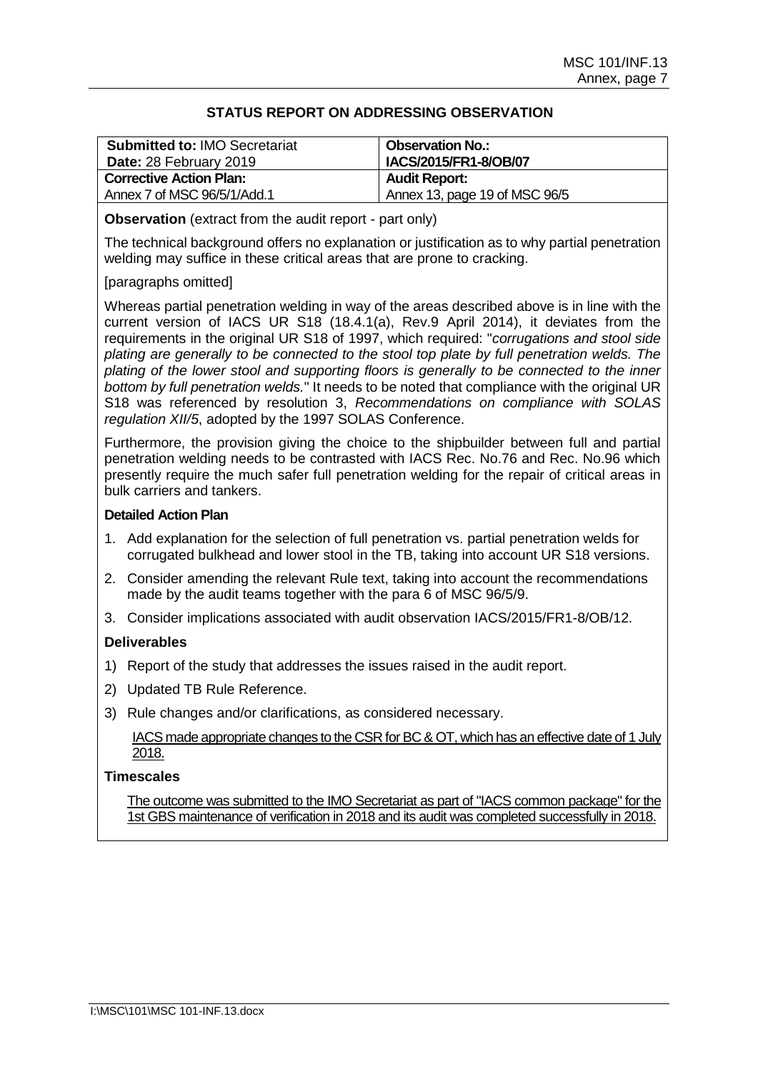## STATUS REPORT ON ADDRESSING OBSERVATION

| **Submitted to:** IMO Secretariat<br>**Date:** 28 February 2019 | **Observation No.:**<br>**IACS/2015/FR1-8/OB/07** |
|---|---|
| **Corrective Action Plan:**<br>Annex 7 of MSC 96/5/1/Add.1 | **Audit Report:**<br>Annex 13, page 19 of MSC 96/5 |

**Observation** (extract from the audit report - part only)

The technical background offers no explanation or justification as to why partial penetration welding may suffice in these critical areas that are prone to cracking.

[paragraphs omitted]

Whereas partial penetration welding in way of the areas described above is in line with the current version of IACS UR S18 (18.4.1(a), Rev.9 April 2014), it deviates from the requirements in the original UR S18 of 1997, which required: "*corrugations and stool side plating are generally to be connected to the stool top plate by full penetration welds. The plating of the lower stool and supporting floors is generally to be connected to the inner bottom by full penetration welds.*" It needs to be noted that compliance with the original UR S18 was referenced by resolution 3, *Recommendations on compliance with SOLAS regulation XII/5*, adopted by the 1997 SOLAS Conference.

Furthermore, the provision giving the choice to the shipbuilder between full and partial penetration welding needs to be contrasted with IACS Rec. No.76 and Rec. No.96 which presently require the much safer full penetration welding for the repair of critical areas in bulk carriers and tankers.

**Detailed Action Plan**

1. Add explanation for the selection of full penetration vs. partial penetration welds for corrugated bulkhead and lower stool in the TB, taking into account UR S18 versions.
2. Consider amending the relevant Rule text, taking into account the recommendations made by the audit teams together with the para 6 of MSC 96/5/9.
3. Consider implications associated with audit observation IACS/2015/FR1-8/OB/12.

**Deliverables**

1) Report of the study that addresses the issues raised in the audit report.
2) Updated TB Rule Reference.
3) Rule changes and/or clarifications, as considered necessary.

   IACS made appropriate changes to the CSR for BC & OT, which has an effective date of 1 July 2018.

**Timescales**

The outcome was submitted to the IMO Secretariat as part of "IACS common package" for the 1st GBS maintenance of verification in 2018 and its audit was completed successfully in 2018.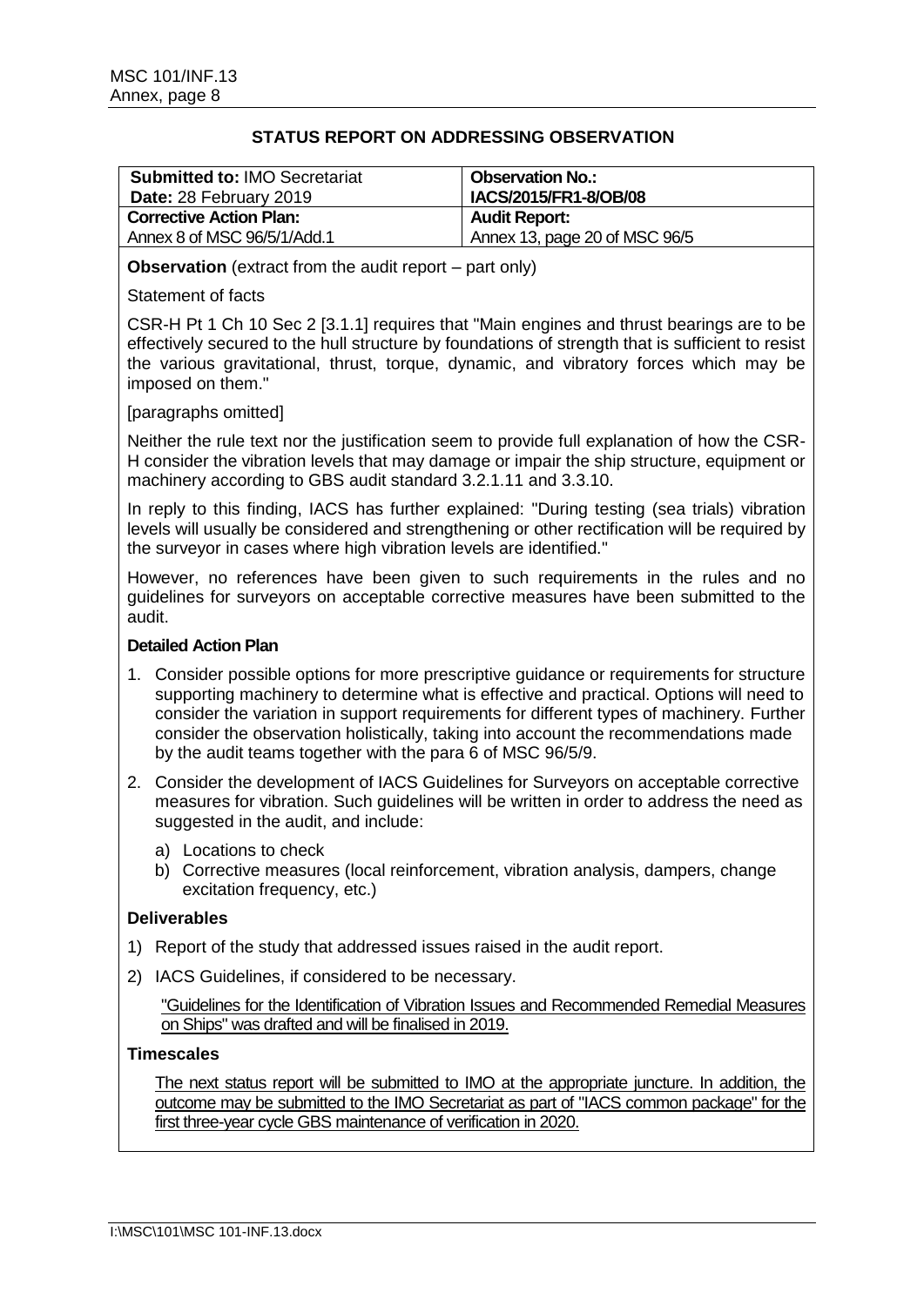## STATUS REPORT ON ADDRESSING OBSERVATION

| **Submitted to:** IMO Secretariat<br>**Date:** 28 February 2019 | **Observation No.:**<br>**IACS/2015/FR1-8/OB/08** |
|---|---|
| **Corrective Action Plan:**<br>Annex 8 of MSC 96/5/1/Add.1 | **Audit Report:**<br>Annex 13, page 20 of MSC 96/5 |

**Observation** (extract from the audit report – part only)

Statement of facts

CSR-H Pt 1 Ch 10 Sec 2 [3.1.1] requires that "Main engines and thrust bearings are to be effectively secured to the hull structure by foundations of strength that is sufficient to resist the various gravitational, thrust, torque, dynamic, and vibratory forces which may be imposed on them."

[paragraphs omitted]

Neither the rule text nor the justification seem to provide full explanation of how the CSR-H consider the vibration levels that may damage or impair the ship structure, equipment or machinery according to GBS audit standard 3.2.1.11 and 3.3.10.

In reply to this finding, IACS has further explained: "During testing (sea trials) vibration levels will usually be considered and strengthening or other rectification will be required by the surveyor in cases where high vibration levels are identified."

However, no references have been given to such requirements in the rules and no guidelines for surveyors on acceptable corrective measures have been submitted to the audit.

**Detailed Action Plan**

1. Consider possible options for more prescriptive guidance or requirements for structure supporting machinery to determine what is effective and practical. Options will need to consider the variation in support requirements for different types of machinery. Further consider the observation holistically, taking into account the recommendations made by the audit teams together with the para 6 of MSC 96/5/9.
2. Consider the development of IACS Guidelines for Surveyors on acceptable corrective measures for vibration. Such guidelines will be written in order to address the need as suggested in the audit, and include:
   a) Locations to check
   b) Corrective measures (local reinforcement, vibration analysis, dampers, change excitation frequency, etc.)

**Deliverables**

1) Report of the study that addressed issues raised in the audit report.
2) IACS Guidelines, if considered to be necessary.

   "Guidelines for the Identification of Vibration Issues and Recommended Remedial Measures on Ships" was drafted and will be finalised in 2019.

**Timescales**

The next status report will be submitted to IMO at the appropriate juncture. In addition, the outcome may be submitted to the IMO Secretariat as part of "IACS common package" for the first three-year cycle GBS maintenance of verification in 2020.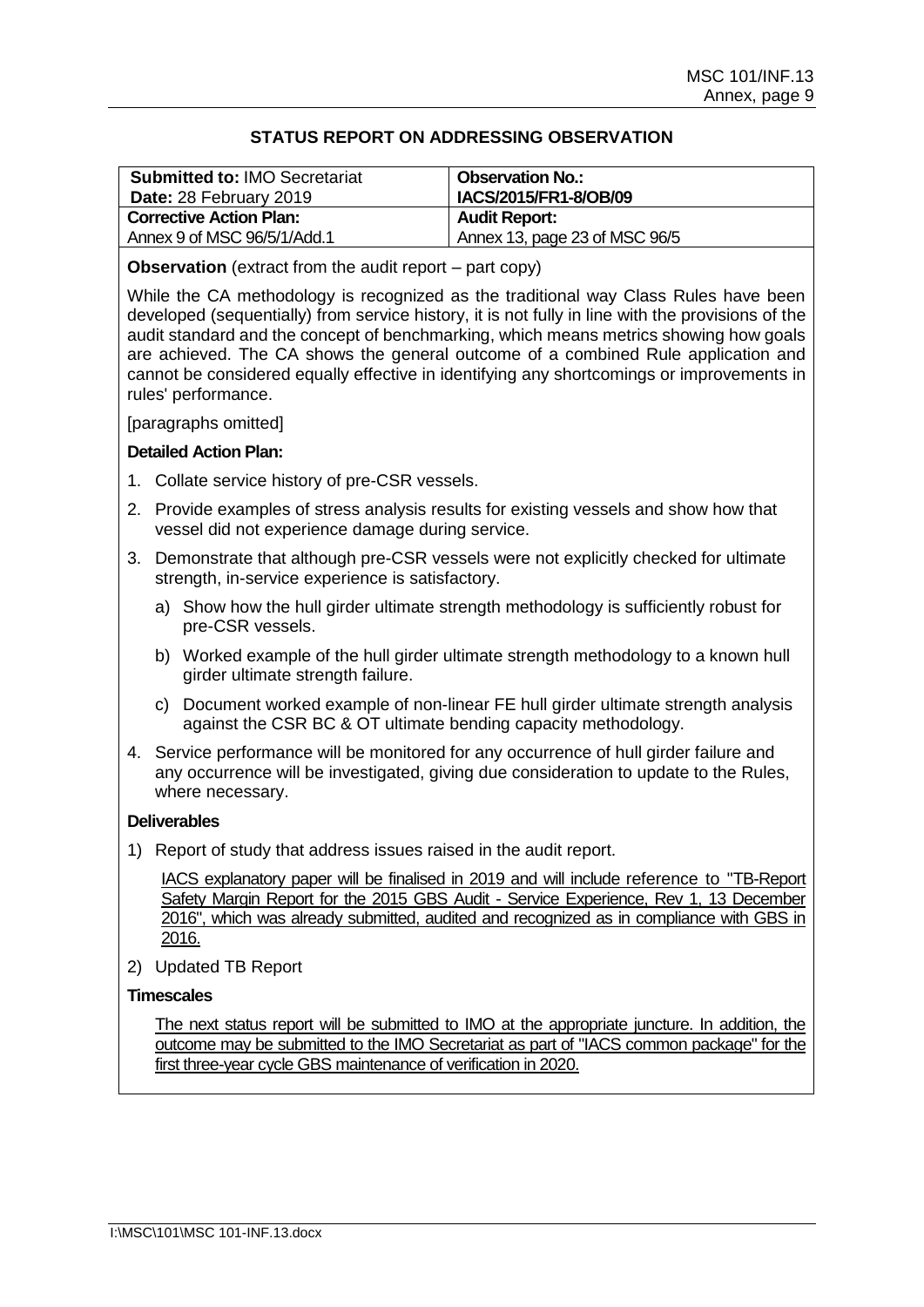## STATUS REPORT ON ADDRESSING OBSERVATION

| **Submitted to:** IMO Secretariat<br>**Date:** 28 February 2019 | **Observation No.:**<br>**IACS/2015/FR1-8/OB/09** |
|---|---|
| **Corrective Action Plan:**<br>Annex 9 of MSC 96/5/1/Add.1 | **Audit Report:**<br>Annex 13, page 23 of MSC 96/5 |

**Observation** (extract from the audit report – part copy)

While the CA methodology is recognized as the traditional way Class Rules have been developed (sequentially) from service history, it is not fully in line with the provisions of the audit standard and the concept of benchmarking, which means metrics showing how goals are achieved. The CA shows the general outcome of a combined Rule application and cannot be considered equally effective in identifying any shortcomings or improvements in rules' performance.

[paragraphs omitted]

**Detailed Action Plan:**

1. Collate service history of pre-CSR vessels.
2. Provide examples of stress analysis results for existing vessels and show how that vessel did not experience damage during service.
3. Demonstrate that although pre-CSR vessels were not explicitly checked for ultimate strength, in-service experience is satisfactory.
   a) Show how the hull girder ultimate strength methodology is sufficiently robust for pre-CSR vessels.
   b) Worked example of the hull girder ultimate strength methodology to a known hull girder ultimate strength failure.
   c) Document worked example of non-linear FE hull girder ultimate strength analysis against the CSR BC & OT ultimate bending capacity methodology.
4. Service performance will be monitored for any occurrence of hull girder failure and any occurrence will be investigated, giving due consideration to update to the Rules, where necessary.

**Deliverables**

1) Report of study that address issues raised in the audit report.

   IACS explanatory paper will be finalised in 2019 and will include reference to "TB-Report Safety Margin Report for the 2015 GBS Audit - Service Experience, Rev 1, 13 December 2016", which was already submitted, audited and recognized as in compliance with GBS in 2016.

2) Updated TB Report

**Timescales**

The next status report will be submitted to IMO at the appropriate juncture. In addition, the outcome may be submitted to the IMO Secretariat as part of "IACS common package" for the first three-year cycle GBS maintenance of verification in 2020.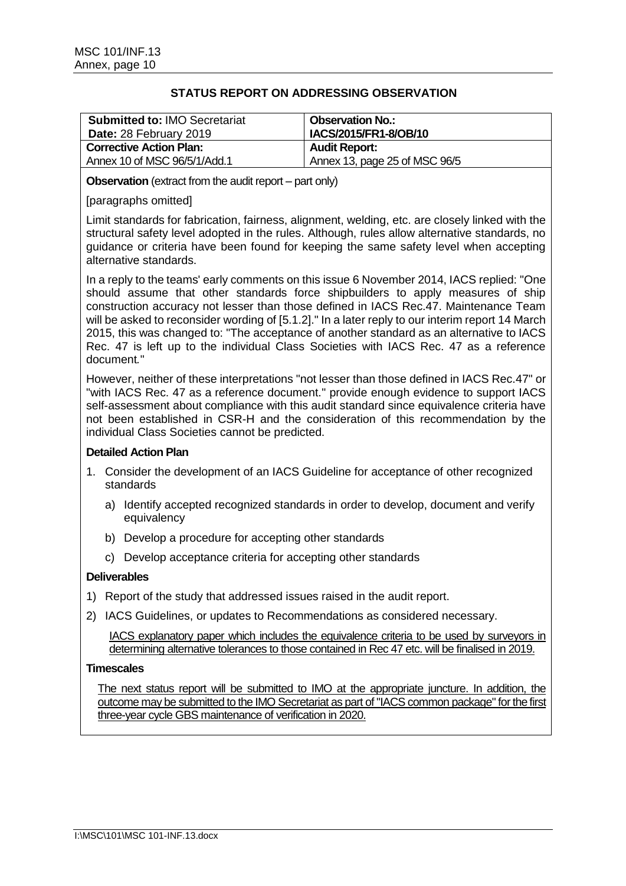## STATUS REPORT ON ADDRESSING OBSERVATION

| **Submitted to:** IMO Secretariat<br>**Date:** 28 February 2019 | **Observation No.:**<br>**IACS/2015/FR1-8/OB/10** |
|---|---|
| **Corrective Action Plan:**<br>Annex 10 of MSC 96/5/1/Add.1 | **Audit Report:**<br>Annex 13, page 25 of MSC 96/5 |

**Observation** (extract from the audit report – part only)

[paragraphs omitted]

Limit standards for fabrication, fairness, alignment, welding, etc. are closely linked with the structural safety level adopted in the rules. Although, rules allow alternative standards, no guidance or criteria have been found for keeping the same safety level when accepting alternative standards.

In a reply to the teams' early comments on this issue 6 November 2014, IACS replied: "One should assume that other standards force shipbuilders to apply measures of ship construction accuracy not lesser than those defined in IACS Rec.47. Maintenance Team will be asked to reconsider wording of [5.1.2]." In a later reply to our interim report 14 March 2015, this was changed to: "The acceptance of another standard as an alternative to IACS Rec. 47 is left up to the individual Class Societies with IACS Rec. 47 as a reference document."

However, neither of these interpretations "not lesser than those defined in IACS Rec.47" or "with IACS Rec. 47 as a reference document." provide enough evidence to support IACS self-assessment about compliance with this audit standard since equivalence criteria have not been established in CSR-H and the consideration of this recommendation by the individual Class Societies cannot be predicted.

**Detailed Action Plan**

1. Consider the development of an IACS Guideline for acceptance of other recognized standards
   a) Identify accepted recognized standards in order to develop, document and verify equivalency
   b) Develop a procedure for accepting other standards
   c) Develop acceptance criteria for accepting other standards

**Deliverables**

1) Report of the study that addressed issues raised in the audit report.
2) IACS Guidelines, or updates to Recommendations as considered necessary.

   <u>IACS explanatory paper which includes the equivalence criteria to be used by surveyors in determining alternative tolerances to those contained in Rec 47 etc. will be finalised in 2019.</u>

**Timescales**

<u>The next status report will be submitted to IMO at the appropriate juncture. In addition, the outcome may be submitted to the IMO Secretariat as part of "IACS common package" for the first three-year cycle GBS maintenance of verification in 2020.</u>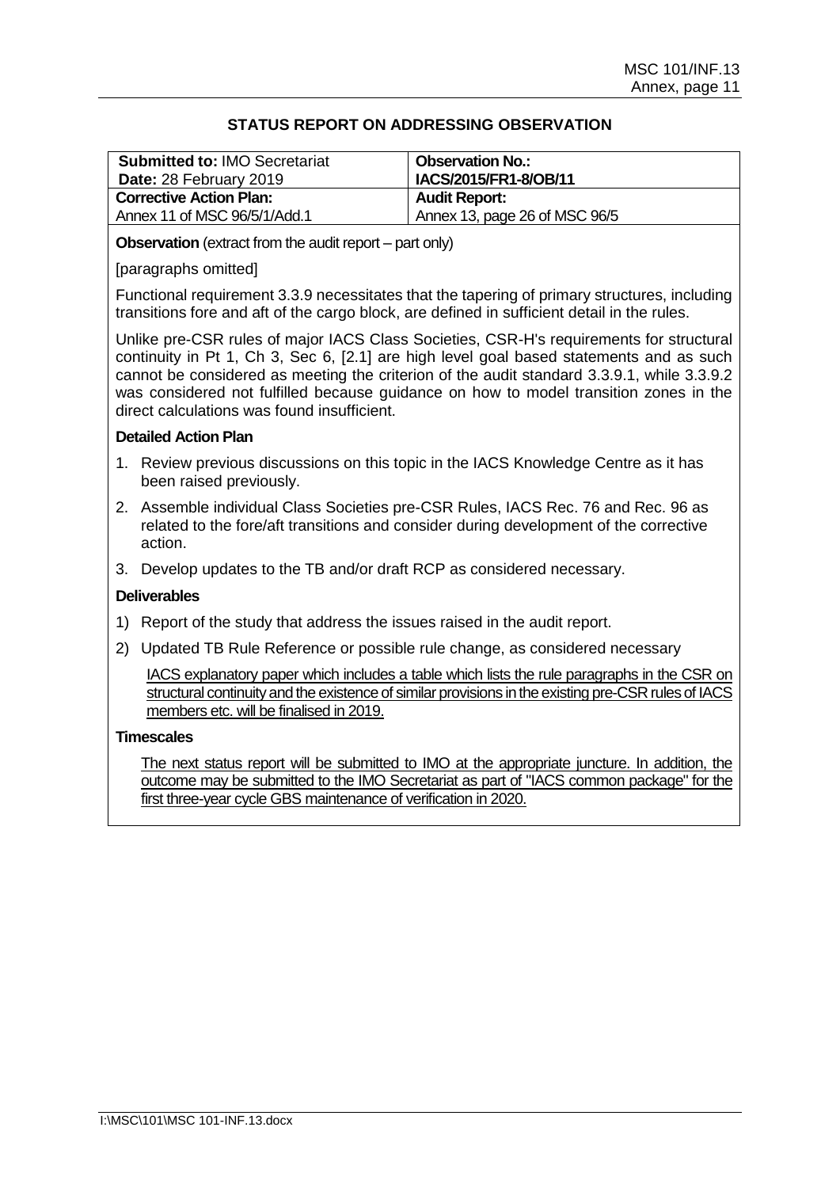## STATUS REPORT ON ADDRESSING OBSERVATION

| **Submitted to:** IMO Secretariat<br>**Date:** 28 February 2019 | **Observation No.:**<br>**IACS/2015/FR1-8/OB/11** |
|---|---|
| **Corrective Action Plan:**<br>Annex 11 of MSC 96/5/1/Add.1 | **Audit Report:**<br>Annex 13, page 26 of MSC 96/5 |

**Observation** (extract from the audit report – part only)

[paragraphs omitted]

Functional requirement 3.3.9 necessitates that the tapering of primary structures, including transitions fore and aft of the cargo block, are defined in sufficient detail in the rules.

Unlike pre-CSR rules of major IACS Class Societies, CSR-H's requirements for structural continuity in Pt 1, Ch 3, Sec 6, [2.1] are high level goal based statements and as such cannot be considered as meeting the criterion of the audit standard 3.3.9.1, while 3.3.9.2 was considered not fulfilled because guidance on how to model transition zones in the direct calculations was found insufficient.

**Detailed Action Plan**

1. Review previous discussions on this topic in the IACS Knowledge Centre as it has been raised previously.
2. Assemble individual Class Societies pre-CSR Rules, IACS Rec. 76 and Rec. 96 as related to the fore/aft transitions and consider during development of the corrective action.
3. Develop updates to the TB and/or draft RCP as considered necessary.

**Deliverables**

1) Report of the study that address the issues raised in the audit report.
2) Updated TB Rule Reference or possible rule change, as considered necessary

<u>IACS explanatory paper which includes a table which lists the rule paragraphs in the CSR on structural continuity and the existence of similar provisions in the existing pre-CSR rules of IACS members etc. will be finalised in 2019.</u>

**Timescales**

<u>The next status report will be submitted to IMO at the appropriate juncture. In addition, the outcome may be submitted to the IMO Secretariat as part of "IACS common package" for the first three-year cycle GBS maintenance of verification in 2020.</u>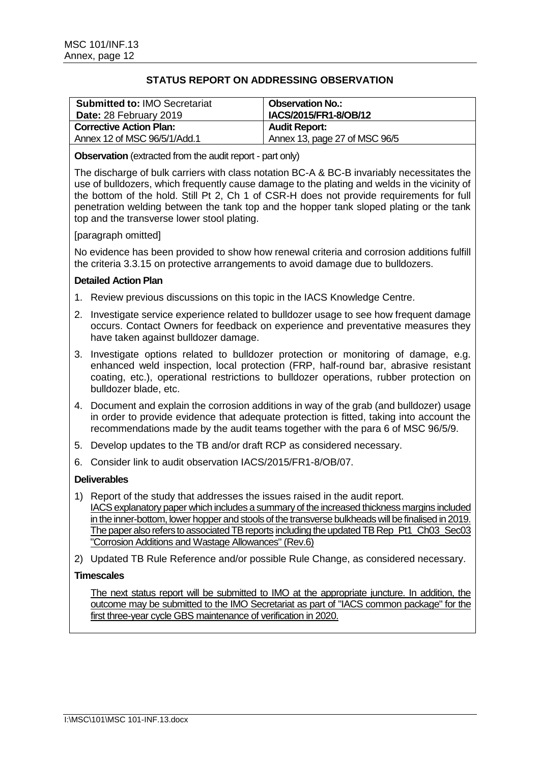## STATUS REPORT ON ADDRESSING OBSERVATION

| **Submitted to:** IMO Secretariat<br>**Date:** 28 February 2019 | **Observation No.:**<br>**IACS/2015/FR1-8/OB/12** |
|---|---|
| **Corrective Action Plan:**<br>Annex 12 of MSC 96/5/1/Add.1 | **Audit Report:**<br>Annex 13, page 27 of MSC 96/5 |

**Observation** (extracted from the audit report - part only)

The discharge of bulk carriers with class notation BC-A & BC-B invariably necessitates the use of bulldozers, which frequently cause damage to the plating and welds in the vicinity of the bottom of the hold. Still Pt 2, Ch 1 of CSR-H does not provide requirements for full penetration welding between the tank top and the hopper tank sloped plating or the tank top and the transverse lower stool plating.

[paragraph omitted]

No evidence has been provided to show how renewal criteria and corrosion additions fulfill the criteria 3.3.15 on protective arrangements to avoid damage due to bulldozers.

**Detailed Action Plan**

1. Review previous discussions on this topic in the IACS Knowledge Centre.
2. Investigate service experience related to bulldozer usage to see how frequent damage occurs. Contact Owners for feedback on experience and preventative measures they have taken against bulldozer damage.
3. Investigate options related to bulldozer protection or monitoring of damage, e.g. enhanced weld inspection, local protection (FRP, half-round bar, abrasive resistant coating, etc.), operational restrictions to bulldozer operations, rubber protection on bulldozer blade, etc.
4. Document and explain the corrosion additions in way of the grab (and bulldozer) usage in order to provide evidence that adequate protection is fitted, taking into account the recommendations made by the audit teams together with the para 6 of MSC 96/5/9.
5. Develop updates to the TB and/or draft RCP as considered necessary.
6. Consider link to audit observation IACS/2015/FR1-8/OB/07.

**Deliverables**

1) Report of the study that addresses the issues raised in the audit report.
   IACS explanatory paper which includes a summary of the increased thickness margins included in the inner-bottom, lower hopper and stools of the transverse bulkheads will be finalised in 2019. The paper also refers to associated TB reports including the updated TB Rep_Pt1_Ch03_Sec03 "Corrosion Additions and Wastage Allowances" (Rev.6)
2) Updated TB Rule Reference and/or possible Rule Change, as considered necessary.

**Timescales**

The next status report will be submitted to IMO at the appropriate juncture. In addition, the outcome may be submitted to the IMO Secretariat as part of "IACS common package" for the first three-year cycle GBS maintenance of verification in 2020.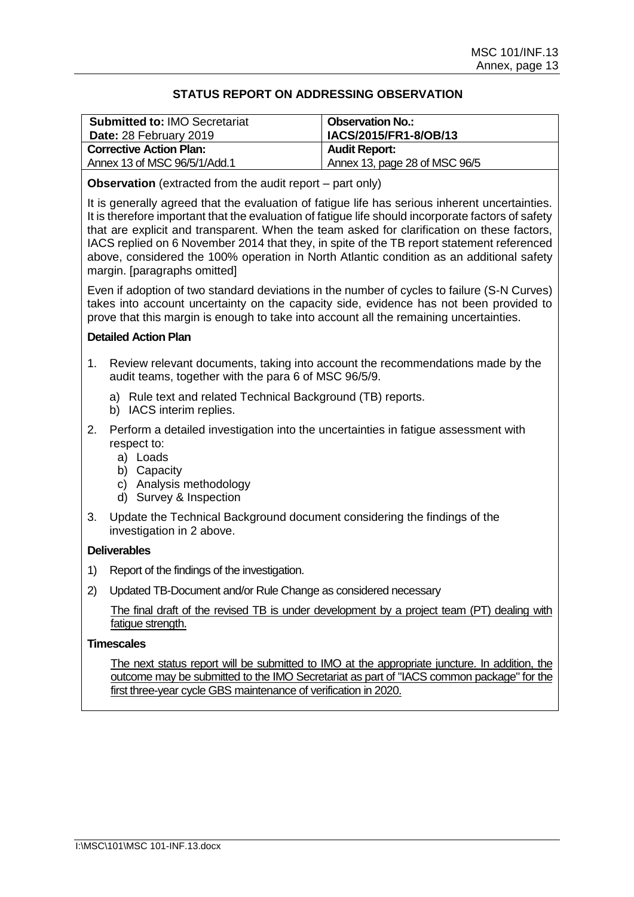## STATUS REPORT ON ADDRESSING OBSERVATION

| **Submitted to:** IMO Secretariat<br>**Date:** 28 February 2019 | **Observation No.:**<br>**IACS/2015/FR1-8/OB/13** |
|---|---|
| **Corrective Action Plan:**<br>Annex 13 of MSC 96/5/1/Add.1 | **Audit Report:**<br>Annex 13, page 28 of MSC 96/5 |

**Observation** (extracted from the audit report – part only)

It is generally agreed that the evaluation of fatigue life has serious inherent uncertainties. It is therefore important that the evaluation of fatigue life should incorporate factors of safety that are explicit and transparent. When the team asked for clarification on these factors, IACS replied on 6 November 2014 that they, in spite of the TB report statement referenced above, considered the 100% operation in North Atlantic condition as an additional safety margin. [paragraphs omitted]

Even if adoption of two standard deviations in the number of cycles to failure (S-N Curves) takes into account uncertainty on the capacity side, evidence has not been provided to prove that this margin is enough to take into account all the remaining uncertainties.

**Detailed Action Plan**

1. Review relevant documents, taking into account the recommendations made by the audit teams, together with the para 6 of MSC 96/5/9.
   a) Rule text and related Technical Background (TB) reports.
   b) IACS interim replies.
2. Perform a detailed investigation into the uncertainties in fatigue assessment with respect to:
   a) Loads
   b) Capacity
   c) Analysis methodology
   d) Survey & Inspection
3. Update the Technical Background document considering the findings of the investigation in 2 above.

**Deliverables**

1) Report of the findings of the investigation.
2) Updated TB-Document and/or Rule Change as considered necessary

<u>The final draft of the revised TB is under development by a project team (PT) dealing with fatigue strength.</u>

**Timescales**

<u>The next status report will be submitted to IMO at the appropriate juncture. In addition, the outcome may be submitted to the IMO Secretariat as part of "IACS common package" for the first three-year cycle GBS maintenance of verification in 2020.</u>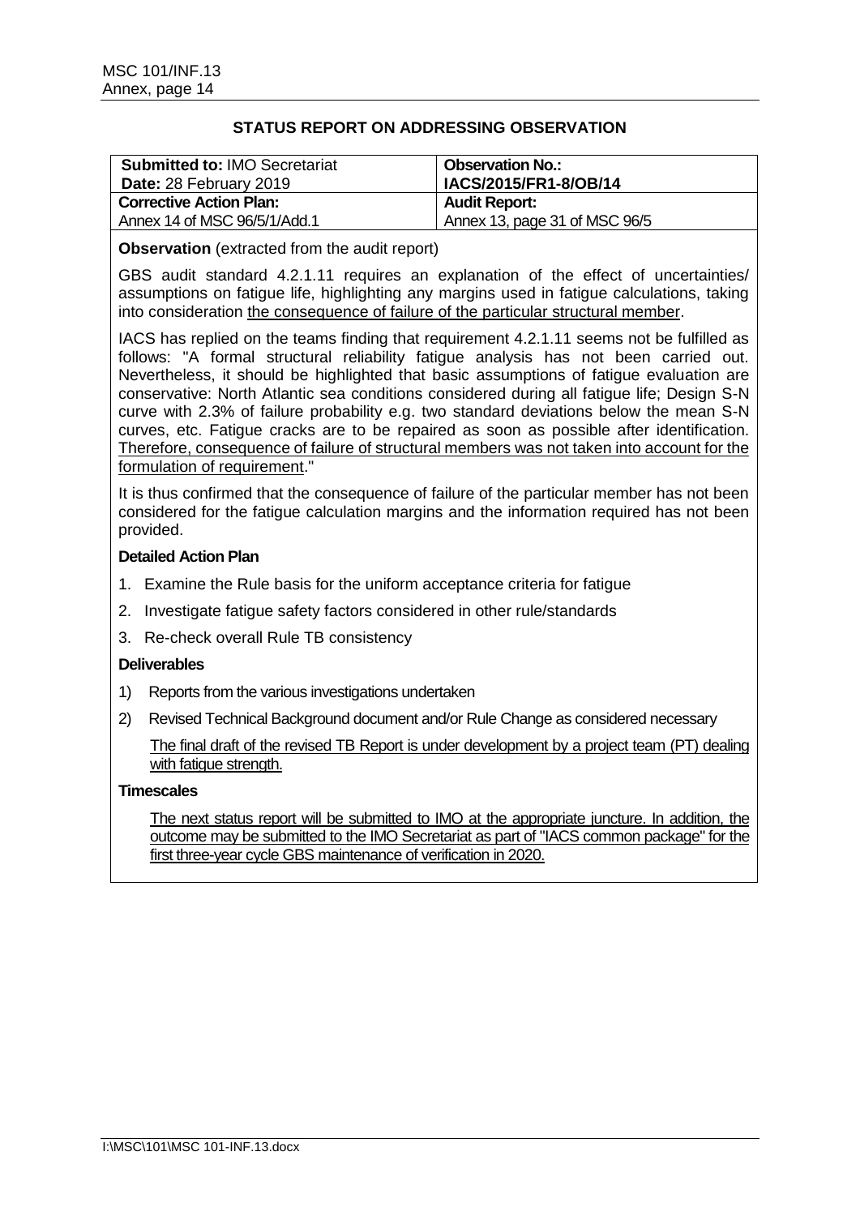## STATUS REPORT ON ADDRESSING OBSERVATION

| **Submitted to:** IMO Secretariat<br>**Date:** 28 February 2019 | **Observation No.:**<br>**IACS/2015/FR1-8/OB/14** |
|---|---|
| **Corrective Action Plan:**<br>Annex 14 of MSC 96/5/1/Add.1 | **Audit Report:**<br>Annex 13, page 31 of MSC 96/5 |

**Observation** (extracted from the audit report)

GBS audit standard 4.2.1.11 requires an explanation of the effect of uncertainties/ assumptions on fatigue life, highlighting any margins used in fatigue calculations, taking into consideration the consequence of failure of the particular structural member.

IACS has replied on the teams finding that requirement 4.2.1.11 seems not be fulfilled as follows: "A formal structural reliability fatigue analysis has not been carried out. Nevertheless, it should be highlighted that basic assumptions of fatigue evaluation are conservative: North Atlantic sea conditions considered during all fatigue life; Design S-N curve with 2.3% of failure probability e.g. two standard deviations below the mean S-N curves, etc. Fatigue cracks are to be repaired as soon as possible after identification. Therefore, consequence of failure of structural members was not taken into account for the formulation of requirement."

It is thus confirmed that the consequence of failure of the particular member has not been considered for the fatigue calculation margins and the information required has not been provided.

**Detailed Action Plan**

1. Examine the Rule basis for the uniform acceptance criteria for fatigue
2. Investigate fatigue safety factors considered in other rule/standards
3. Re-check overall Rule TB consistency

**Deliverables**

1) Reports from the various investigations undertaken
2) Revised Technical Background document and/or Rule Change as considered necessary

   The final draft of the revised TB Report is under development by a project team (PT) dealing with fatigue strength.

**Timescales**

The next status report will be submitted to IMO at the appropriate juncture. In addition, the outcome may be submitted to the IMO Secretariat as part of "IACS common package" for the first three-year cycle GBS maintenance of verification in 2020.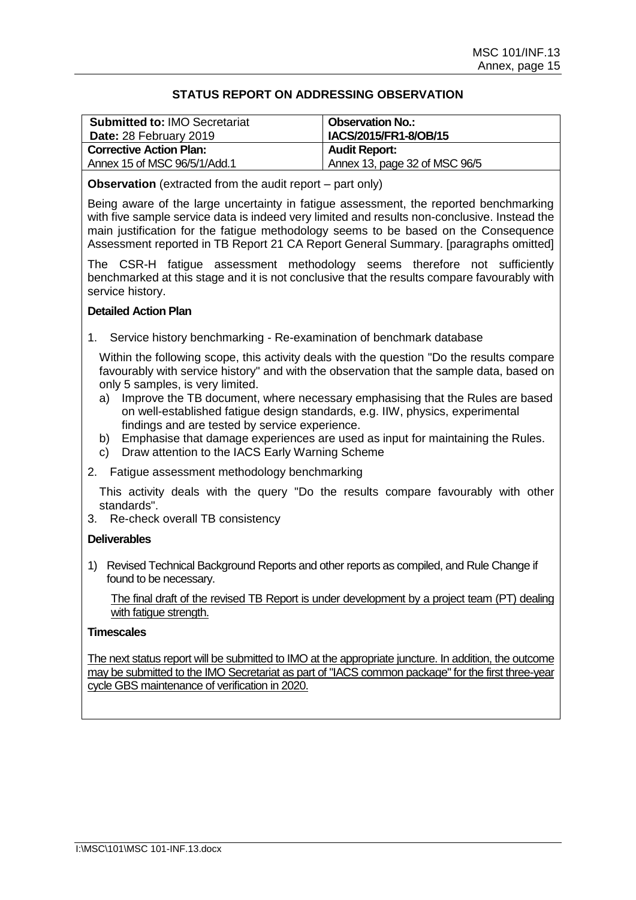## STATUS REPORT ON ADDRESSING OBSERVATION

| **Submitted to:** IMO Secretariat<br>**Date:** 28 February 2019 | **Observation No.:**<br>**IACS/2015/FR1-8/OB/15** |
|---|---|
| **Corrective Action Plan:**<br>Annex 15 of MSC 96/5/1/Add.1 | **Audit Report:**<br>Annex 13, page 32 of MSC 96/5 |

**Observation** (extracted from the audit report – part only)

Being aware of the large uncertainty in fatigue assessment, the reported benchmarking with five sample service data is indeed very limited and results non-conclusive. Instead the main justification for the fatigue methodology seems to be based on the Consequence Assessment reported in TB Report 21 CA Report General Summary. [paragraphs omitted]

The CSR-H fatigue assessment methodology seems therefore not sufficiently benchmarked at this stage and it is not conclusive that the results compare favourably with service history.

**Detailed Action Plan**

1. Service history benchmarking - Re-examination of benchmark database

   Within the following scope, this activity deals with the question "Do the results compare favourably with service history" and with the observation that the sample data, based on only 5 samples, is very limited.

   a) Improve the TB document, where necessary emphasising that the Rules are based on well-established fatigue design standards, e.g. IIW, physics, experimental findings and are tested by service experience.
   b) Emphasise that damage experiences are used as input for maintaining the Rules.
   c) Draw attention to the IACS Early Warning Scheme

2. Fatigue assessment methodology benchmarking

   This activity deals with the query "Do the results compare favourably with other standards".

3. Re-check overall TB consistency

**Deliverables**

1) Revised Technical Background Reports and other reports as compiled, and Rule Change if found to be necessary.

   The final draft of the revised TB Report is under development by a project team (PT) dealing with fatigue strength.

**Timescales**

The next status report will be submitted to IMO at the appropriate juncture. In addition, the outcome may be submitted to the IMO Secretariat as part of "IACS common package" for the first three-year cycle GBS maintenance of verification in 2020.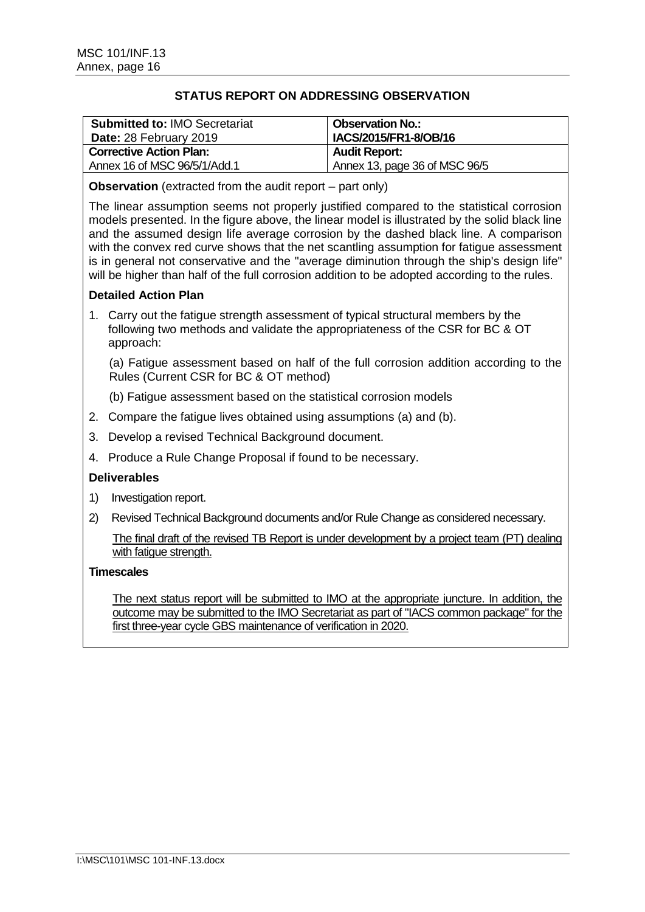## STATUS REPORT ON ADDRESSING OBSERVATION

| **Submitted to:** IMO Secretariat<br>**Date:** 28 February 2019 | **Observation No.:**<br>**IACS/2015/FR1-8/OB/16** |
|---|---|
| **Corrective Action Plan:**<br>Annex 16 of MSC 96/5/1/Add.1 | **Audit Report:**<br>Annex 13, page 36 of MSC 96/5 |

**Observation** (extracted from the audit report – part only)

The linear assumption seems not properly justified compared to the statistical corrosion models presented. In the figure above, the linear model is illustrated by the solid black line and the assumed design life average corrosion by the dashed black line. A comparison with the convex red curve shows that the net scantling assumption for fatigue assessment is in general not conservative and the "average diminution through the ship's design life" will be higher than half of the full corrosion addition to be adopted according to the rules.

**Detailed Action Plan**

1. Carry out the fatigue strength assessment of typical structural members by the following two methods and validate the appropriateness of the CSR for BC & OT approach:

   (a) Fatigue assessment based on half of the full corrosion addition according to the Rules (Current CSR for BC & OT method)

   (b) Fatigue assessment based on the statistical corrosion models

2. Compare the fatigue lives obtained using assumptions (a) and (b).
3. Develop a revised Technical Background document.
4. Produce a Rule Change Proposal if found to be necessary.

**Deliverables**

1) Investigation report.
2) Revised Technical Background documents and/or Rule Change as considered necessary.

   The final draft of the revised TB Report is under development by a project team (PT) dealing with fatigue strength.

**Timescales**

The next status report will be submitted to IMO at the appropriate juncture. In addition, the outcome may be submitted to the IMO Secretariat as part of "IACS common package" for the first three-year cycle GBS maintenance of verification in 2020.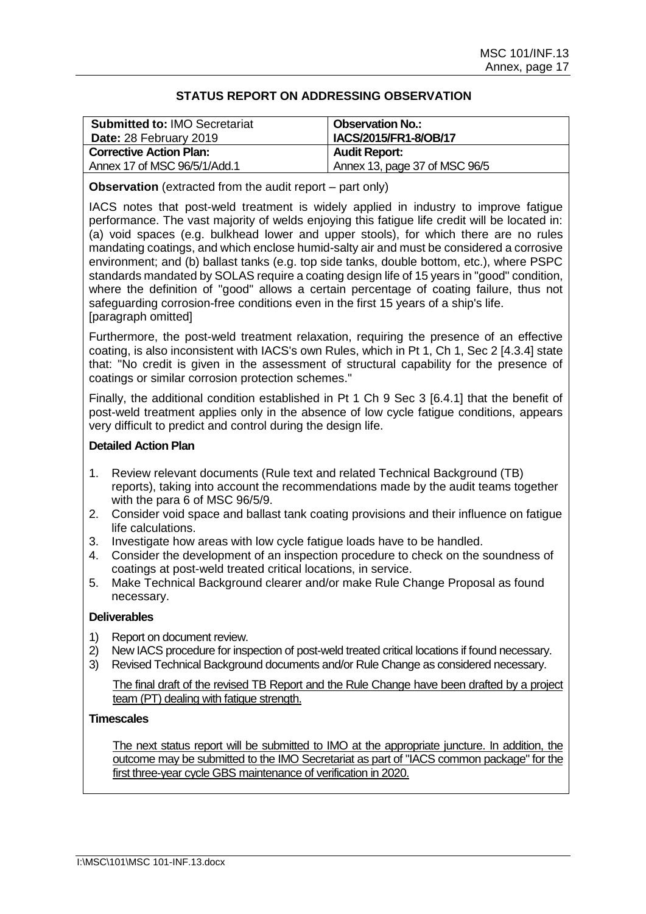## STATUS REPORT ON ADDRESSING OBSERVATION

| **Submitted to:** IMO Secretariat<br>**Date:** 28 February 2019 | **Observation No.:**<br>**IACS/2015/FR1-8/OB/17** |
|---|---|
| **Corrective Action Plan:**<br>Annex 17 of MSC 96/5/1/Add.1 | **Audit Report:**<br>Annex 13, page 37 of MSC 96/5 |

**Observation** (extracted from the audit report – part only)

IACS notes that post-weld treatment is widely applied in industry to improve fatigue performance. The vast majority of welds enjoying this fatigue life credit will be located in: (a) void spaces (e.g. bulkhead lower and upper stools), for which there are no rules mandating coatings, and which enclose humid-salty air and must be considered a corrosive environment; and (b) ballast tanks (e.g. top side tanks, double bottom, etc.), where PSPC standards mandated by SOLAS require a coating design life of 15 years in "good" condition, where the definition of "good" allows a certain percentage of coating failure, thus not safeguarding corrosion-free conditions even in the first 15 years of a ship's life.
[paragraph omitted]

Furthermore, the post-weld treatment relaxation, requiring the presence of an effective coating, is also inconsistent with IACS's own Rules, which in Pt 1, Ch 1, Sec 2 [4.3.4] state that: "No credit is given in the assessment of structural capability for the presence of coatings or similar corrosion protection schemes."

Finally, the additional condition established in Pt 1 Ch 9 Sec 3 [6.4.1] that the benefit of post-weld treatment applies only in the absence of low cycle fatigue conditions, appears very difficult to predict and control during the design life.

**Detailed Action Plan**

1. Review relevant documents (Rule text and related Technical Background (TB) reports), taking into account the recommendations made by the audit teams together with the para 6 of MSC 96/5/9.
2. Consider void space and ballast tank coating provisions and their influence on fatigue life calculations.
3. Investigate how areas with low cycle fatigue loads have to be handled.
4. Consider the development of an inspection procedure to check on the soundness of coatings at post-weld treated critical locations, in service.
5. Make Technical Background clearer and/or make Rule Change Proposal as found necessary.

**Deliverables**

1) Report on document review.
2) New IACS procedure for inspection of post-weld treated critical locations if found necessary.
3) Revised Technical Background documents and/or Rule Change as considered necessary.

<u>The final draft of the revised TB Report and the Rule Change have been drafted by a project team (PT) dealing with fatigue strength.</u>

**Timescales**

<u>The next status report will be submitted to IMO at the appropriate juncture. In addition, the outcome may be submitted to the IMO Secretariat as part of "IACS common package" for the first three-year cycle GBS maintenance of verification in 2020.</u>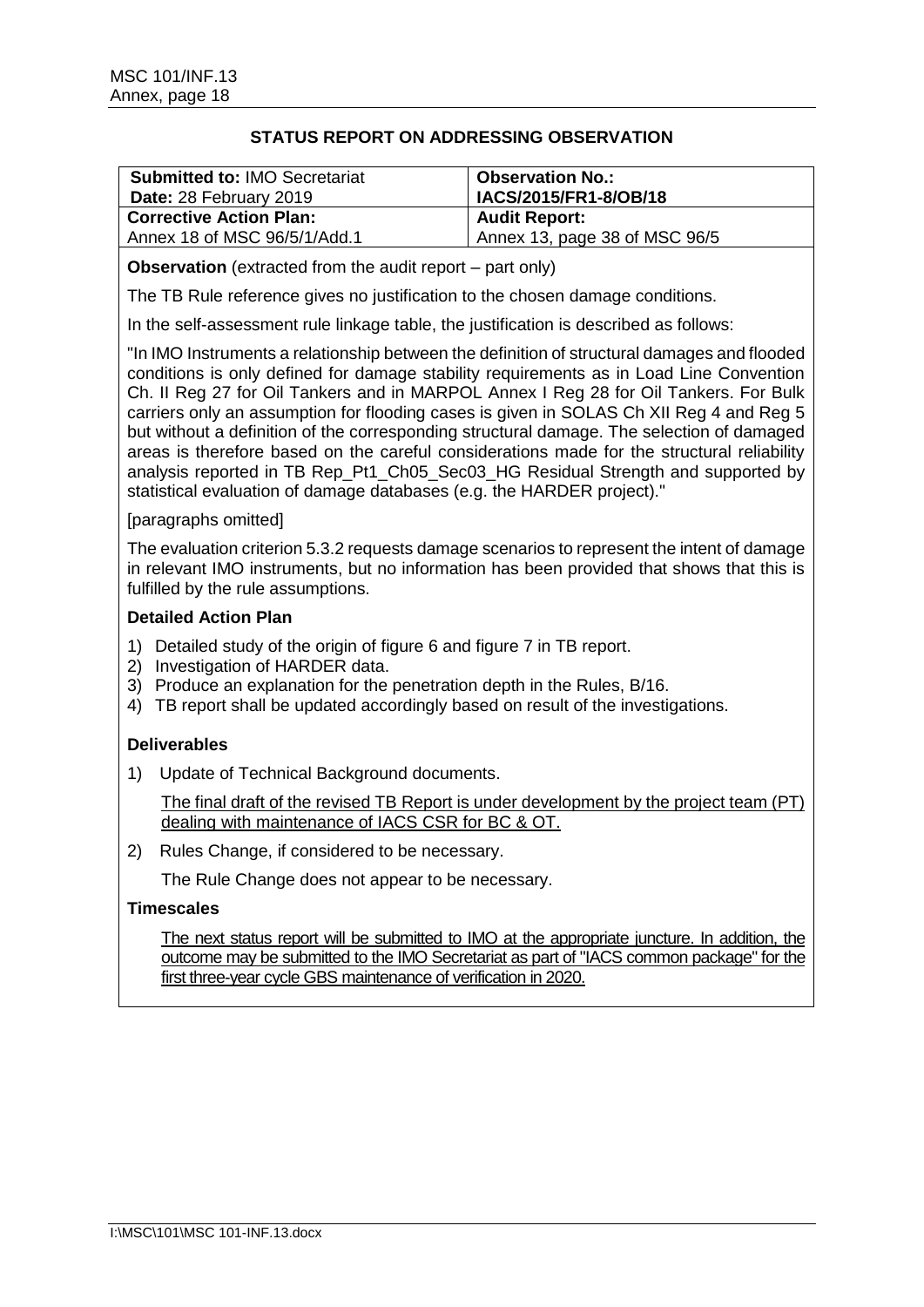## STATUS REPORT ON ADDRESSING OBSERVATION

| **Submitted to:** IMO Secretariat<br>**Date:** 28 February 2019 | **Observation No.:**<br>**IACS/2015/FR1-8/OB/18** |
|---|---|
| **Corrective Action Plan:**<br>Annex 18 of MSC 96/5/1/Add.1 | **Audit Report:**<br>Annex 13, page 38 of MSC 96/5 |

**Observation** (extracted from the audit report – part only)

The TB Rule reference gives no justification to the chosen damage conditions.

In the self-assessment rule linkage table, the justification is described as follows:

"In IMO Instruments a relationship between the definition of structural damages and flooded conditions is only defined for damage stability requirements as in Load Line Convention Ch. II Reg 27 for Oil Tankers and in MARPOL Annex I Reg 28 for Oil Tankers. For Bulk carriers only an assumption for flooding cases is given in SOLAS Ch XII Reg 4 and Reg 5 but without a definition of the corresponding structural damage. The selection of damaged areas is therefore based on the careful considerations made for the structural reliability analysis reported in TB Rep_Pt1_Ch05_Sec03_HG Residual Strength and supported by statistical evaluation of damage databases (e.g. the HARDER project)."

[paragraphs omitted]

The evaluation criterion 5.3.2 requests damage scenarios to represent the intent of damage in relevant IMO instruments, but no information has been provided that shows that this is fulfilled by the rule assumptions.

**Detailed Action Plan**

1) Detailed study of the origin of figure 6 and figure 7 in TB report.
2) Investigation of HARDER data.
3) Produce an explanation for the penetration depth in the Rules, B/16.
4) TB report shall be updated accordingly based on result of the investigations.

**Deliverables**

1) Update of Technical Background documents.

   The final draft of the revised TB Report is under development by the project team (PT) dealing with maintenance of IACS CSR for BC & OT.

2) Rules Change, if considered to be necessary.

   The Rule Change does not appear to be necessary.

**Timescales**

The next status report will be submitted to IMO at the appropriate juncture. In addition, the outcome may be submitted to the IMO Secretariat as part of "IACS common package" for the first three-year cycle GBS maintenance of verification in 2020.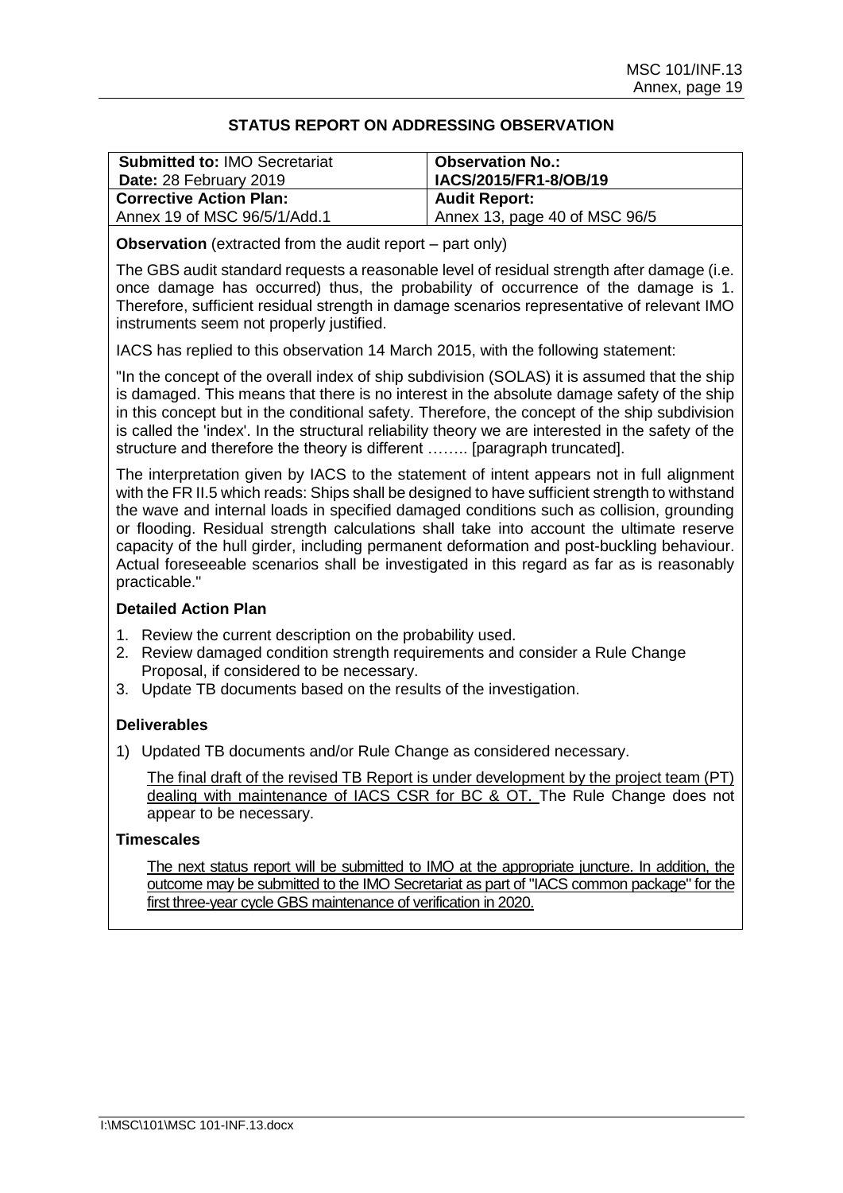## STATUS REPORT ON ADDRESSING OBSERVATION

| **Submitted to:** IMO Secretariat<br>**Date:** 28 February 2019 | **Observation No.:**<br>**IACS/2015/FR1-8/OB/19** |
|---|---|
| **Corrective Action Plan:**<br>Annex 19 of MSC 96/5/1/Add.1 | **Audit Report:**<br>Annex 13, page 40 of MSC 96/5 |

**Observation** (extracted from the audit report – part only)

The GBS audit standard requests a reasonable level of residual strength after damage (i.e. once damage has occurred) thus, the probability of occurrence of the damage is 1. Therefore, sufficient residual strength in damage scenarios representative of relevant IMO instruments seem not properly justified.

IACS has replied to this observation 14 March 2015, with the following statement:

"In the concept of the overall index of ship subdivision (SOLAS) it is assumed that the ship is damaged. This means that there is no interest in the absolute damage safety of the ship in this concept but in the conditional safety. Therefore, the concept of the ship subdivision is called the 'index'. In the structural reliability theory we are interested in the safety of the structure and therefore the theory is different …….. [paragraph truncated].

The interpretation given by IACS to the statement of intent appears not in full alignment with the FR II.5 which reads: Ships shall be designed to have sufficient strength to withstand the wave and internal loads in specified damaged conditions such as collision, grounding or flooding. Residual strength calculations shall take into account the ultimate reserve capacity of the hull girder, including permanent deformation and post-buckling behaviour. Actual foreseeable scenarios shall be investigated in this regard as far as is reasonably practicable."

**Detailed Action Plan**

1. Review the current description on the probability used.
2. Review damaged condition strength requirements and consider a Rule Change Proposal, if considered to be necessary.
3. Update TB documents based on the results of the investigation.

**Deliverables**

1) Updated TB documents and/or Rule Change as considered necessary.

The final draft of the revised TB Report is under development by the project team (PT) dealing with maintenance of IACS CSR for BC & OT. The Rule Change does not appear to be necessary.

**Timescales**

The next status report will be submitted to IMO at the appropriate juncture. In addition, the outcome may be submitted to the IMO Secretariat as part of "IACS common package" for the first three-year cycle GBS maintenance of verification in 2020.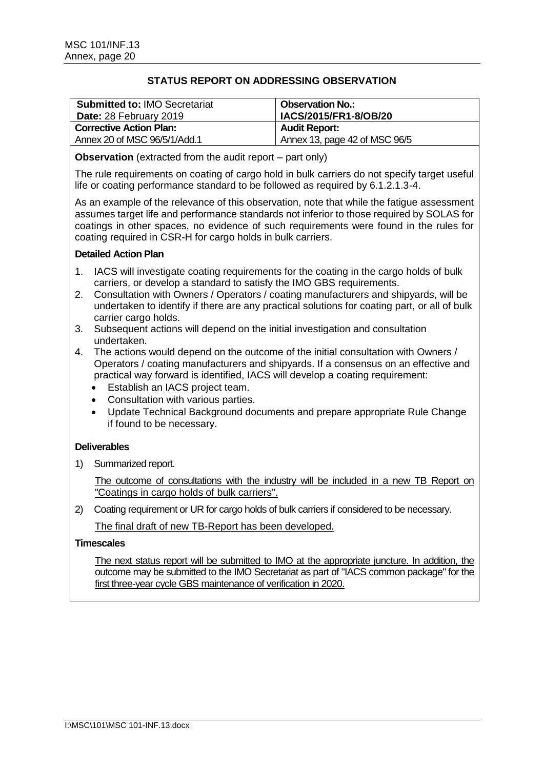## STATUS REPORT ON ADDRESSING OBSERVATION

| **Submitted to:** IMO Secretariat<br>**Date:** 28 February 2019 | **Observation No.:**<br>**IACS/2015/FR1-8/OB/20** |
|---|---|
| **Corrective Action Plan:**<br>Annex 20 of MSC 96/5/1/Add.1 | **Audit Report:**<br>Annex 13, page 42 of MSC 96/5 |

**Observation** (extracted from the audit report – part only)

The rule requirements on coating of cargo hold in bulk carriers do not specify target useful life or coating performance standard to be followed as required by 6.1.2.1.3-4.

As an example of the relevance of this observation, note that while the fatigue assessment assumes target life and performance standards not inferior to those required by SOLAS for coatings in other spaces, no evidence of such requirements were found in the rules for coating required in CSR-H for cargo holds in bulk carriers.

**Detailed Action Plan**

1. IACS will investigate coating requirements for the coating in the cargo holds of bulk carriers, or develop a standard to satisfy the IMO GBS requirements.
2. Consultation with Owners / Operators / coating manufacturers and shipyards, will be undertaken to identify if there are any practical solutions for coating part, or all of bulk carrier cargo holds.
3. Subsequent actions will depend on the initial investigation and consultation undertaken.
4. The actions would depend on the outcome of the initial consultation with Owners / Operators / coating manufacturers and shipyards. If a consensus on an effective and practical way forward is identified, IACS will develop a coating requirement:
   - Establish an IACS project team.
   - Consultation with various parties.
   - Update Technical Background documents and prepare appropriate Rule Change if found to be necessary.

**Deliverables**

1) Summarized report.

   The outcome of consultations with the industry will be included in a new TB Report on "Coatings in cargo holds of bulk carriers".

2) Coating requirement or UR for cargo holds of bulk carriers if considered to be necessary.

   The final draft of new TB-Report has been developed.

**Timescales**

The next status report will be submitted to IMO at the appropriate juncture. In addition, the outcome may be submitted to the IMO Secretariat as part of "IACS common package" for the first three-year cycle GBS maintenance of verification in 2020.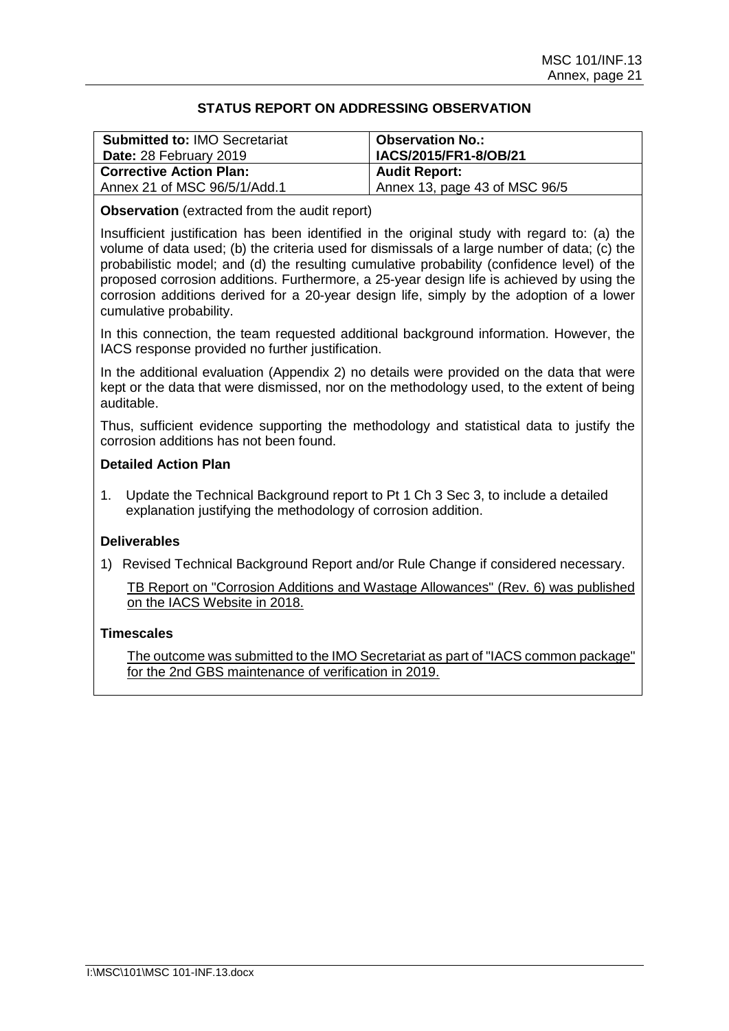## STATUS REPORT ON ADDRESSING OBSERVATION

| **Submitted to:** IMO Secretariat<br>**Date:** 28 February 2019 | **Observation No.:**<br>**IACS/2015/FR1-8/OB/21** |
|---|---|
| **Corrective Action Plan:**<br>Annex 21 of MSC 96/5/1/Add.1 | **Audit Report:**<br>Annex 13, page 43 of MSC 96/5 |

**Observation** (extracted from the audit report)

Insufficient justification has been identified in the original study with regard to: (a) the volume of data used; (b) the criteria used for dismissals of a large number of data; (c) the probabilistic model; and (d) the resulting cumulative probability (confidence level) of the proposed corrosion additions. Furthermore, a 25-year design life is achieved by using the corrosion additions derived for a 20-year design life, simply by the adoption of a lower cumulative probability.

In this connection, the team requested additional background information. However, the IACS response provided no further justification.

In the additional evaluation (Appendix 2) no details were provided on the data that were kept or the data that were dismissed, nor on the methodology used, to the extent of being auditable.

Thus, sufficient evidence supporting the methodology and statistical data to justify the corrosion additions has not been found.

**Detailed Action Plan**

1. Update the Technical Background report to Pt 1 Ch 3 Sec 3, to include a detailed explanation justifying the methodology of corrosion addition.

**Deliverables**

1) Revised Technical Background Report and/or Rule Change if considered necessary.

TB Report on "Corrosion Additions and Wastage Allowances" (Rev. 6) was published on the IACS Website in 2018.

**Timescales**

The outcome was submitted to the IMO Secretariat as part of "IACS common package" for the 2nd GBS maintenance of verification in 2019.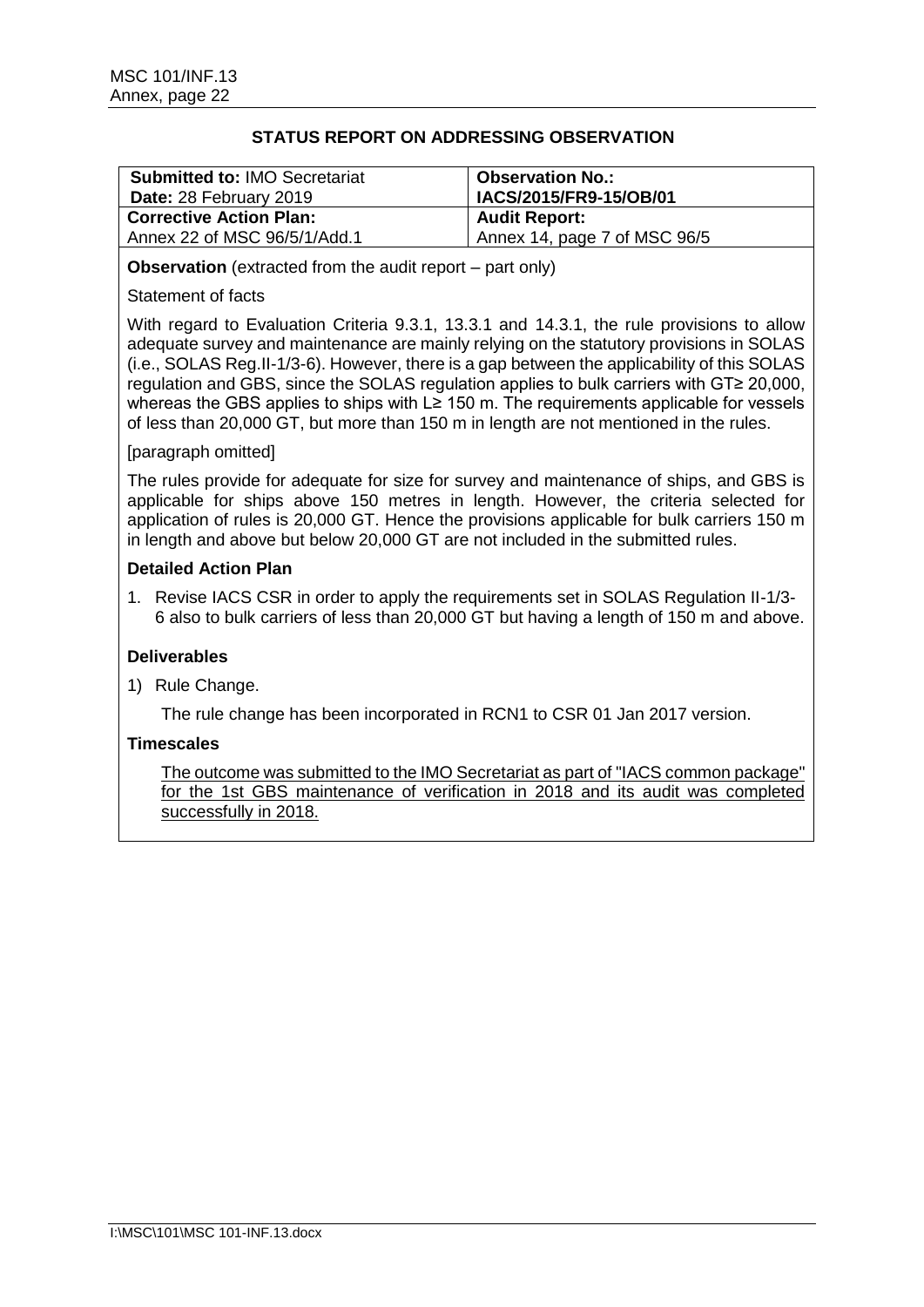## STATUS REPORT ON ADDRESSING OBSERVATION

| **Submitted to:** IMO Secretariat<br>**Date:** 28 February 2019 | **Observation No.:**<br>**IACS/2015/FR9-15/OB/01** |
|---|---|
| **Corrective Action Plan:**<br>Annex 22 of MSC 96/5/1/Add.1 | **Audit Report:**<br>Annex 14, page 7 of MSC 96/5 |

**Observation** (extracted from the audit report – part only)

Statement of facts

With regard to Evaluation Criteria 9.3.1, 13.3.1 and 14.3.1, the rule provisions to allow adequate survey and maintenance are mainly relying on the statutory provisions in SOLAS (i.e., SOLAS Reg.II-1/3-6). However, there is a gap between the applicability of this SOLAS regulation and GBS, since the SOLAS regulation applies to bulk carriers with GT≥ 20,000, whereas the GBS applies to ships with L≥ 150 m. The requirements applicable for vessels of less than 20,000 GT, but more than 150 m in length are not mentioned in the rules.

[paragraph omitted]

The rules provide for adequate for size for survey and maintenance of ships, and GBS is applicable for ships above 150 metres in length. However, the criteria selected for application of rules is 20,000 GT. Hence the provisions applicable for bulk carriers 150 m in length and above but below 20,000 GT are not included in the submitted rules.

**Detailed Action Plan**

1. Revise IACS CSR in order to apply the requirements set in SOLAS Regulation II-1/3-6 also to bulk carriers of less than 20,000 GT but having a length of 150 m and above.

**Deliverables**

1) Rule Change.

   The rule change has been incorporated in RCN1 to CSR 01 Jan 2017 version.

**Timescales**

<u>The outcome was submitted to the IMO Secretariat as part of "IACS common package" for the 1st GBS maintenance of verification in 2018 and its audit was completed successfully in 2018.</u>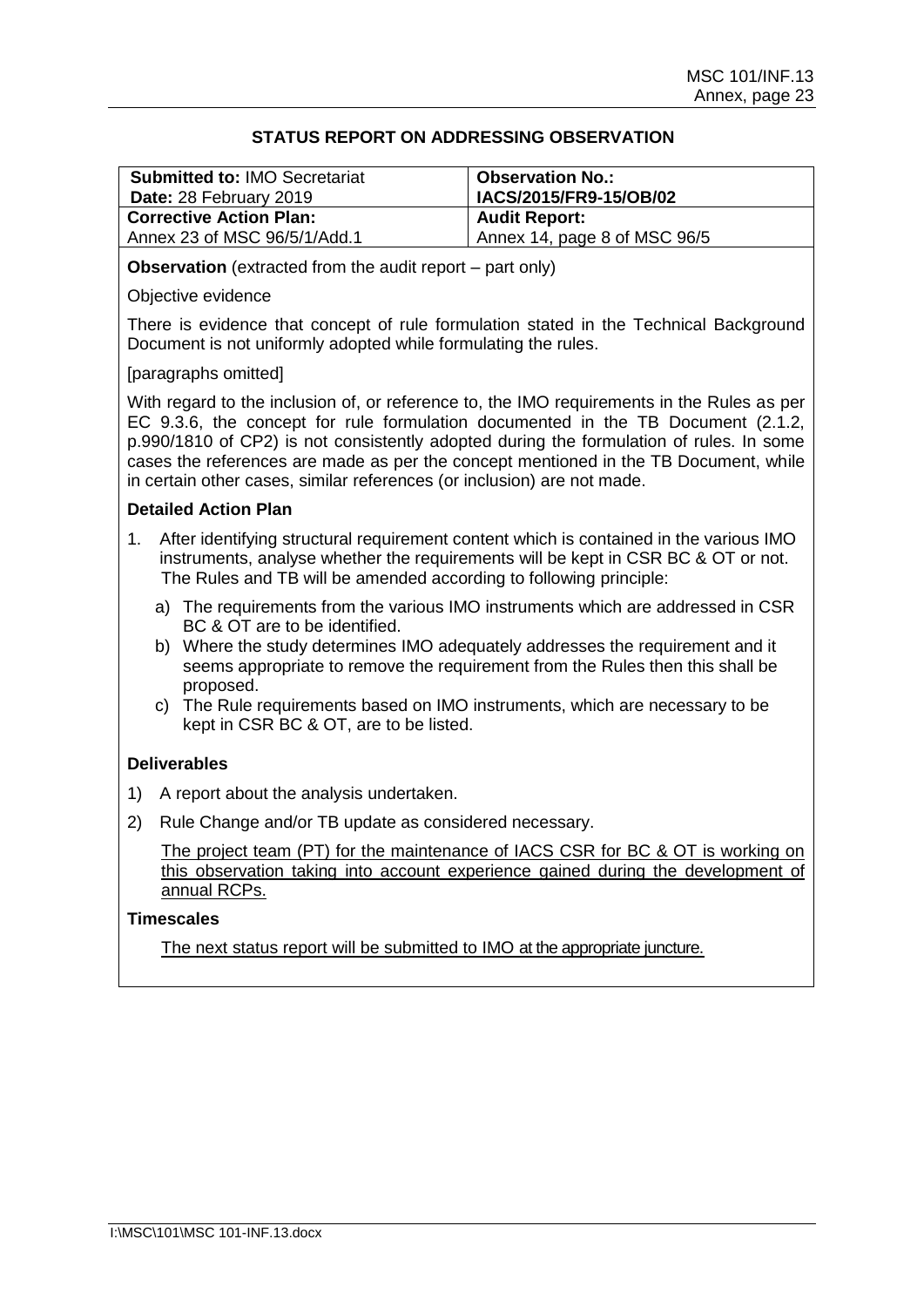## STATUS REPORT ON ADDRESSING OBSERVATION

| **Submitted to:** IMO Secretariat<br>**Date:** 28 February 2019 | **Observation No.:**<br>**IACS/2015/FR9-15/OB/02** |
|---|---|
| **Corrective Action Plan:**<br>Annex 23 of MSC 96/5/1/Add.1 | **Audit Report:**<br>Annex 14, page 8 of MSC 96/5 |

**Observation** (extracted from the audit report – part only)

Objective evidence

There is evidence that concept of rule formulation stated in the Technical Background Document is not uniformly adopted while formulating the rules.

[paragraphs omitted]

With regard to the inclusion of, or reference to, the IMO requirements in the Rules as per EC 9.3.6, the concept for rule formulation documented in the TB Document (2.1.2, p.990/1810 of CP2) is not consistently adopted during the formulation of rules. In some cases the references are made as per the concept mentioned in the TB Document, while in certain other cases, similar references (or inclusion) are not made.

**Detailed Action Plan**

1. After identifying structural requirement content which is contained in the various IMO instruments, analyse whether the requirements will be kept in CSR BC & OT or not. The Rules and TB will be amended according to following principle:
   a) The requirements from the various IMO instruments which are addressed in CSR BC & OT are to be identified.
   b) Where the study determines IMO adequately addresses the requirement and it seems appropriate to remove the requirement from the Rules then this shall be proposed.
   c) The Rule requirements based on IMO instruments, which are necessary to be kept in CSR BC & OT, are to be listed.

**Deliverables**

1) A report about the analysis undertaken.
2) Rule Change and/or TB update as considered necessary.

<u>The project team (PT) for the maintenance of IACS CSR for BC & OT is working on this observation taking into account experience gained during the development of annual RCPs.</u>

**Timescales**

<u>The next status report will be submitted to IMO at the appropriate juncture.</u>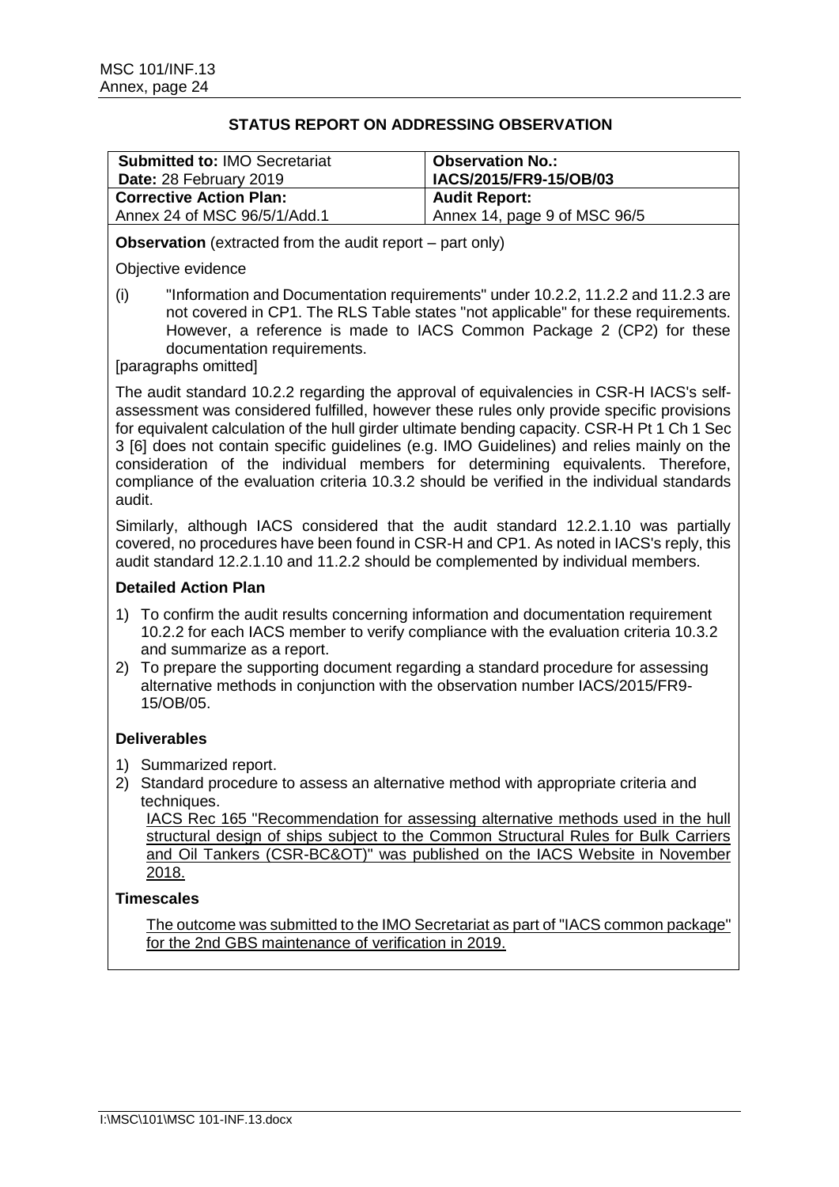## STATUS REPORT ON ADDRESSING OBSERVATION

| **Submitted to:** IMO Secretariat<br>**Date:** 28 February 2019 | **Observation No.:**<br>**IACS/2015/FR9-15/OB/03** |
|---|---|
| **Corrective Action Plan:**<br>Annex 24 of MSC 96/5/1/Add.1 | **Audit Report:**<br>Annex 14, page 9 of MSC 96/5 |

**Observation** (extracted from the audit report – part only)

Objective evidence

(i) "Information and Documentation requirements" under 10.2.2, 11.2.2 and 11.2.3 are not covered in CP1. The RLS Table states "not applicable" for these requirements. However, a reference is made to IACS Common Package 2 (CP2) for these documentation requirements.

[paragraphs omitted]

The audit standard 10.2.2 regarding the approval of equivalencies in CSR-H IACS's self-assessment was considered fulfilled, however these rules only provide specific provisions for equivalent calculation of the hull girder ultimate bending capacity. CSR-H Pt 1 Ch 1 Sec 3 [6] does not contain specific guidelines (e.g. IMO Guidelines) and relies mainly on the consideration of the individual members for determining equivalents. Therefore, compliance of the evaluation criteria 10.3.2 should be verified in the individual standards audit.

Similarly, although IACS considered that the audit standard 12.2.1.10 was partially covered, no procedures have been found in CSR-H and CP1. As noted in IACS's reply, this audit standard 12.2.1.10 and 11.2.2 should be complemented by individual members.

**Detailed Action Plan**

1) To confirm the audit results concerning information and documentation requirement 10.2.2 for each IACS member to verify compliance with the evaluation criteria 10.3.2 and summarize as a report.
2) To prepare the supporting document regarding a standard procedure for assessing alternative methods in conjunction with the observation number IACS/2015/FR9-15/OB/05.

**Deliverables**

1) Summarized report.
2) Standard procedure to assess an alternative method with appropriate criteria and techniques.
   IACS Rec 165 "Recommendation for assessing alternative methods used in the hull structural design of ships subject to the Common Structural Rules for Bulk Carriers and Oil Tankers (CSR-BC&OT)" was published on the IACS Website in November 2018.

**Timescales**

The outcome was submitted to the IMO Secretariat as part of "IACS common package" for the 2nd GBS maintenance of verification in 2019.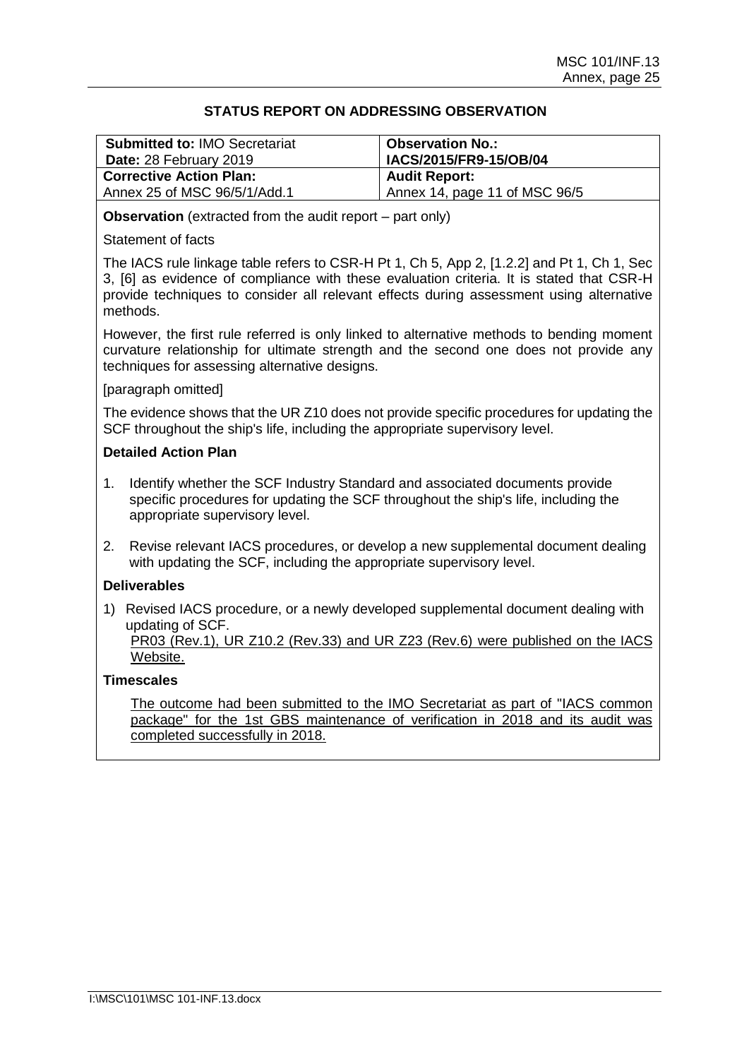## STATUS REPORT ON ADDRESSING OBSERVATION

| **Submitted to:** IMO Secretariat<br>**Date:** 28 February 2019 | **Observation No.:**<br>**IACS/2015/FR9-15/OB/04** |
| --- | --- |
| **Corrective Action Plan:**<br>Annex 25 of MSC 96/5/1/Add.1 | **Audit Report:**<br>Annex 14, page 11 of MSC 96/5 |

**Observation** (extracted from the audit report – part only)

Statement of facts

The IACS rule linkage table refers to CSR-H Pt 1, Ch 5, App 2, [1.2.2] and Pt 1, Ch 1, Sec 3, [6] as evidence of compliance with these evaluation criteria. It is stated that CSR-H provide techniques to consider all relevant effects during assessment using alternative methods.

However, the first rule referred is only linked to alternative methods to bending moment curvature relationship for ultimate strength and the second one does not provide any techniques for assessing alternative designs.

[paragraph omitted]

The evidence shows that the UR Z10 does not provide specific procedures for updating the SCF throughout the ship's life, including the appropriate supervisory level.

**Detailed Action Plan**

1. Identify whether the SCF Industry Standard and associated documents provide specific procedures for updating the SCF throughout the ship's life, including the appropriate supervisory level.
2. Revise relevant IACS procedures, or develop a new supplemental document dealing with updating the SCF, including the appropriate supervisory level.

**Deliverables**

1) Revised IACS procedure, or a newly developed supplemental document dealing with updating of SCF.
   PR03 (Rev.1), UR Z10.2 (Rev.33) and UR Z23 (Rev.6) were published on the IACS Website.

**Timescales**

The outcome had been submitted to the IMO Secretariat as part of "IACS common package" for the 1st GBS maintenance of verification in 2018 and its audit was completed successfully in 2018.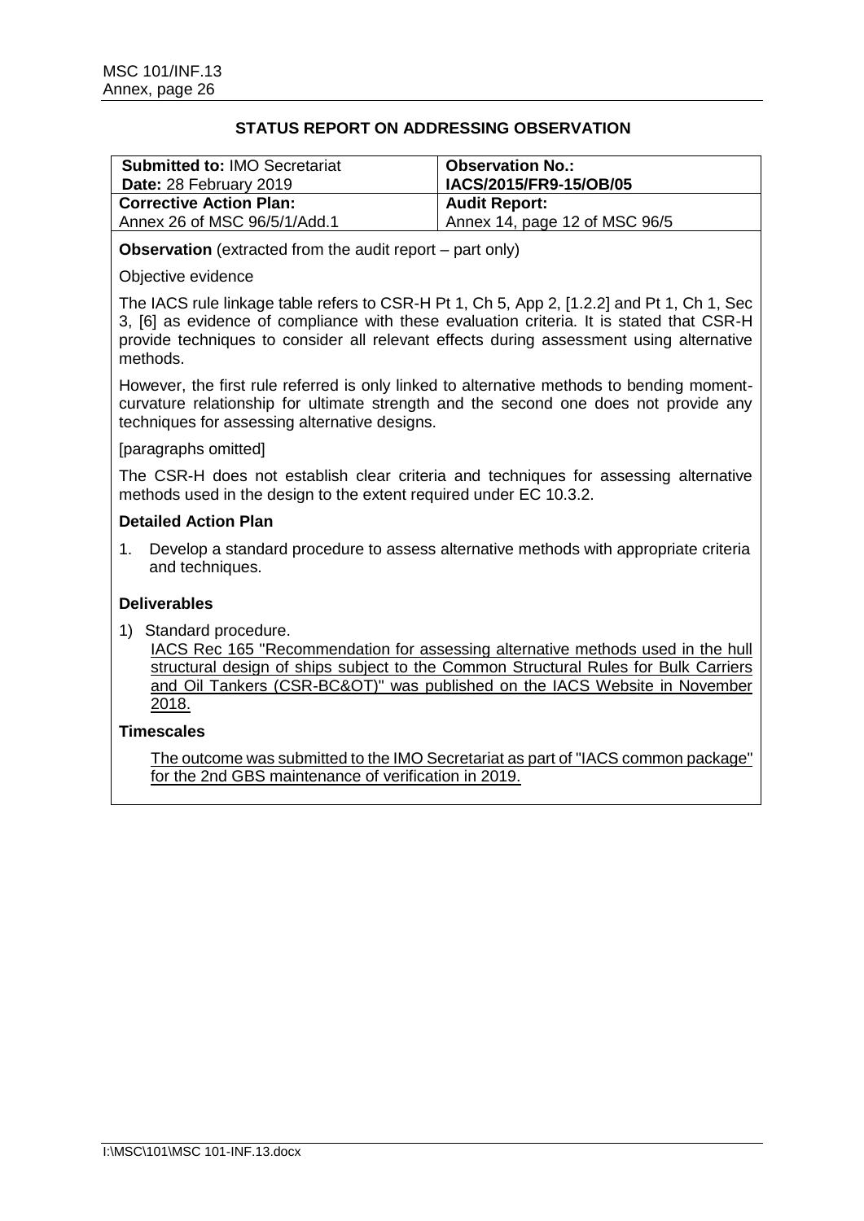## STATUS REPORT ON ADDRESSING OBSERVATION

| **Submitted to:** IMO Secretariat<br>**Date:** 28 February 2019 | **Observation No.:**<br>**IACS/2015/FR9-15/OB/05** |
|---|---|
| **Corrective Action Plan:**<br>Annex 26 of MSC 96/5/1/Add.1 | **Audit Report:**<br>Annex 14, page 12 of MSC 96/5 |

**Observation** (extracted from the audit report – part only)

Objective evidence

The IACS rule linkage table refers to CSR-H Pt 1, Ch 5, App 2, [1.2.2] and Pt 1, Ch 1, Sec 3, [6] as evidence of compliance with these evaluation criteria. It is stated that CSR-H provide techniques to consider all relevant effects during assessment using alternative methods.

However, the first rule referred is only linked to alternative methods to bending moment-curvature relationship for ultimate strength and the second one does not provide any techniques for assessing alternative designs.

[paragraphs omitted]

The CSR-H does not establish clear criteria and techniques for assessing alternative methods used in the design to the extent required under EC 10.3.2.

**Detailed Action Plan**

1. Develop a standard procedure to assess alternative methods with appropriate criteria and techniques.

**Deliverables**

1) Standard procedure.
   IACS Rec 165 "Recommendation for assessing alternative methods used in the hull structural design of ships subject to the Common Structural Rules for Bulk Carriers and Oil Tankers (CSR-BC&OT)" was published on the IACS Website in November 2018.

**Timescales**

The outcome was submitted to the IMO Secretariat as part of "IACS common package" for the 2nd GBS maintenance of verification in 2019.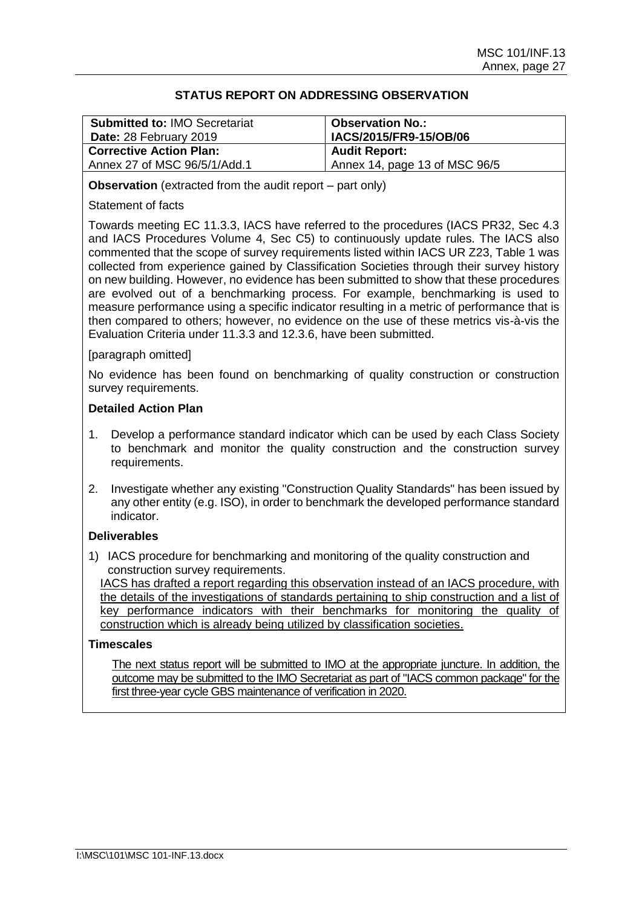## STATUS REPORT ON ADDRESSING OBSERVATION

| **Submitted to:** IMO Secretariat<br>**Date:** 28 February 2019 | **Observation No.:**<br>**IACS/2015/FR9-15/OB/06** |
|---|---|
| **Corrective Action Plan:**<br>Annex 27 of MSC 96/5/1/Add.1 | **Audit Report:**<br>Annex 14, page 13 of MSC 96/5 |

**Observation** (extracted from the audit report – part only)

Statement of facts

Towards meeting EC 11.3.3, IACS have referred to the procedures (IACS PR32, Sec 4.3 and IACS Procedures Volume 4, Sec C5) to continuously update rules. The IACS also commented that the scope of survey requirements listed within IACS UR Z23, Table 1 was collected from experience gained by Classification Societies through their survey history on new building. However, no evidence has been submitted to show that these procedures are evolved out of a benchmarking process. For example, benchmarking is used to measure performance using a specific indicator resulting in a metric of performance that is then compared to others; however, no evidence on the use of these metrics vis-à-vis the Evaluation Criteria under 11.3.3 and 12.3.6, have been submitted.

[paragraph omitted]

No evidence has been found on benchmarking of quality construction or construction survey requirements.

**Detailed Action Plan**

1. Develop a performance standard indicator which can be used by each Class Society to benchmark and monitor the quality construction and the construction survey requirements.
2. Investigate whether any existing "Construction Quality Standards" has been issued by any other entity (e.g. ISO), in order to benchmark the developed performance standard indicator.

**Deliverables**

1) IACS procedure for benchmarking and monitoring of the quality construction and construction survey requirements.
<u>IACS has drafted a report regarding this observation instead of an IACS procedure, with the details of the investigations of standards pertaining to ship construction and a list of key performance indicators with their benchmarks for monitoring the quality of construction which is already being utilized by classification societies.</u>

**Timescales**

<u>The next status report will be submitted to IMO at the appropriate juncture. In addition, the outcome may be submitted to the IMO Secretariat as part of "IACS common package" for the first three-year cycle GBS maintenance of verification in 2020.</u>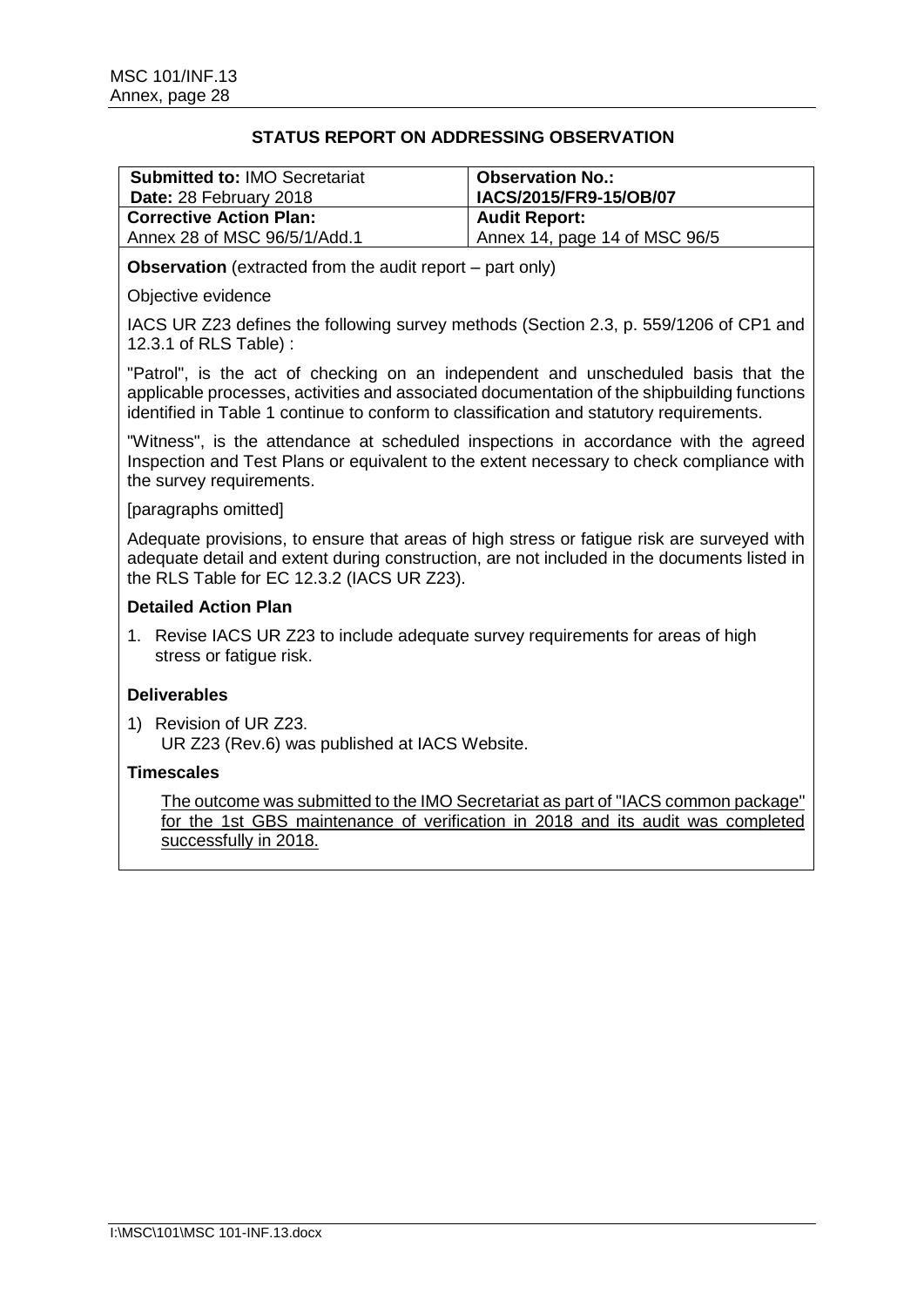## STATUS REPORT ON ADDRESSING OBSERVATION

| **Submitted to:** IMO Secretariat<br>**Date:** 28 February 2018 | **Observation No.:**<br>**IACS/2015/FR9-15/OB/07** |
|---|---|
| **Corrective Action Plan:**<br>Annex 28 of MSC 96/5/1/Add.1 | **Audit Report:**<br>Annex 14, page 14 of MSC 96/5 |

**Observation** (extracted from the audit report – part only)

Objective evidence

IACS UR Z23 defines the following survey methods (Section 2.3, p. 559/1206 of CP1 and 12.3.1 of RLS Table) :

"Patrol", is the act of checking on an independent and unscheduled basis that the applicable processes, activities and associated documentation of the shipbuilding functions identified in Table 1 continue to conform to classification and statutory requirements.

"Witness", is the attendance at scheduled inspections in accordance with the agreed Inspection and Test Plans or equivalent to the extent necessary to check compliance with the survey requirements.

[paragraphs omitted]

Adequate provisions, to ensure that areas of high stress or fatigue risk are surveyed with adequate detail and extent during construction, are not included in the documents listed in the RLS Table for EC 12.3.2 (IACS UR Z23).

**Detailed Action Plan**

1. Revise IACS UR Z23 to include adequate survey requirements for areas of high stress or fatigue risk.

**Deliverables**

1) Revision of UR Z23.
   UR Z23 (Rev.6) was published at IACS Website.

**Timescales**

The outcome was submitted to the IMO Secretariat as part of "IACS common package" for the 1st GBS maintenance of verification in 2018 and its audit was completed successfully in 2018.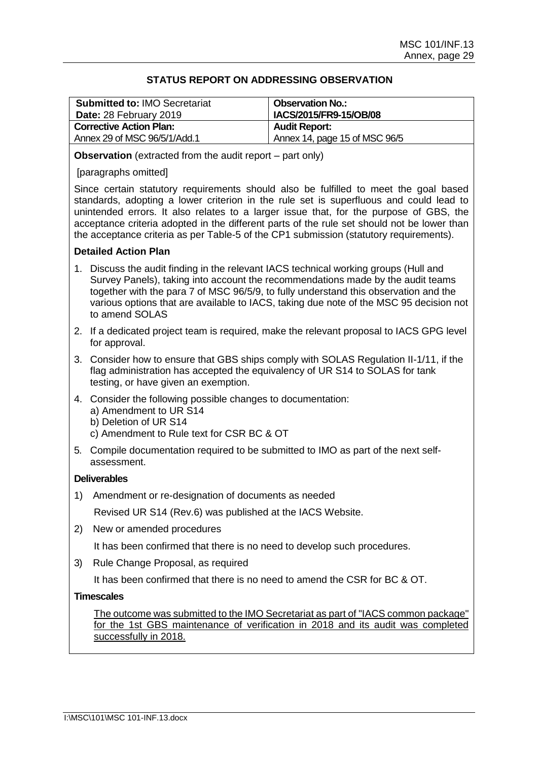## STATUS REPORT ON ADDRESSING OBSERVATION

| **Submitted to:** IMO Secretariat<br>**Date:** 28 February 2019 | **Observation No.:**<br>**IACS/2015/FR9-15/OB/08** |
|---|---|
| **Corrective Action Plan:**<br>Annex 29 of MSC 96/5/1/Add.1 | **Audit Report:**<br>Annex 14, page 15 of MSC 96/5 |

**Observation** (extracted from the audit report – part only)

[paragraphs omitted]

Since certain statutory requirements should also be fulfilled to meet the goal based standards, adopting a lower criterion in the rule set is superfluous and could lead to unintended errors. It also relates to a larger issue that, for the purpose of GBS, the acceptance criteria adopted in the different parts of the rule set should not be lower than the acceptance criteria as per Table-5 of the CP1 submission (statutory requirements).

**Detailed Action Plan**

1. Discuss the audit finding in the relevant IACS technical working groups (Hull and Survey Panels), taking into account the recommendations made by the audit teams together with the para 7 of MSC 96/5/9, to fully understand this observation and the various options that are available to IACS, taking due note of the MSC 95 decision not to amend SOLAS
2. If a dedicated project team is required, make the relevant proposal to IACS GPG level for approval.
3. Consider how to ensure that GBS ships comply with SOLAS Regulation II-1/11, if the flag administration has accepted the equivalency of UR S14 to SOLAS for tank testing, or have given an exemption.
4. Consider the following possible changes to documentation:
   a) Amendment to UR S14
   b) Deletion of UR S14
   c) Amendment to Rule text for CSR BC & OT
5. Compile documentation required to be submitted to IMO as part of the next self-assessment.

**Deliverables**

1) Amendment or re-designation of documents as needed

   Revised UR S14 (Rev.6) was published at the IACS Website.

2) New or amended procedures

   It has been confirmed that there is no need to develop such procedures.

3) Rule Change Proposal, as required

   It has been confirmed that there is no need to amend the CSR for BC & OT.

**Timescales**

The outcome was submitted to the IMO Secretariat as part of "IACS common package" for the 1st GBS maintenance of verification in 2018 and its audit was completed successfully in 2018.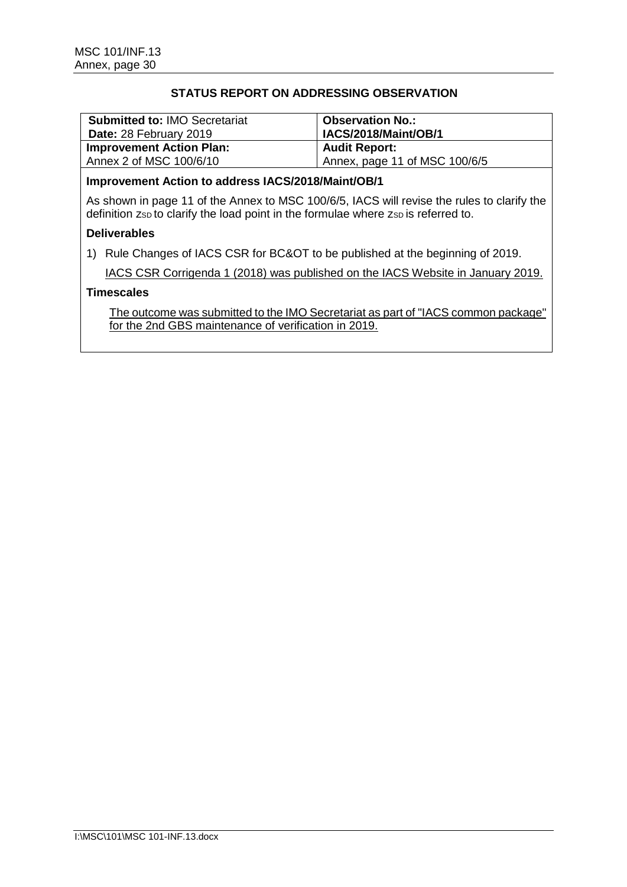## STATUS REPORT ON ADDRESSING OBSERVATION

| **Submitted to:** IMO Secretariat<br>**Date:** 28 February 2019 | **Observation No.:**<br>**IACS/2018/Maint/OB/1** |
|---|---|
| **Improvement Action Plan:**<br>Annex 2 of MSC 100/6/10 | **Audit Report:**<br>Annex, page 11 of MSC 100/6/5 |

**Improvement Action to address IACS/2018/Maint/OB/1**

As shown in page 11 of the Annex to MSC 100/6/5, IACS will revise the rules to clarify the definition $z_{SD}$ to clarify the load point in the formulae where $z_{SD}$ is referred to.

**Deliverables**

1) Rule Changes of IACS CSR for BC&OT to be published at the beginning of 2019.

   IACS CSR Corrigenda 1 (2018) was published on the IACS Website in January 2019.

**Timescales**

The outcome was submitted to the IMO Secretariat as part of "IACS common package" for the 2nd GBS maintenance of verification in 2019.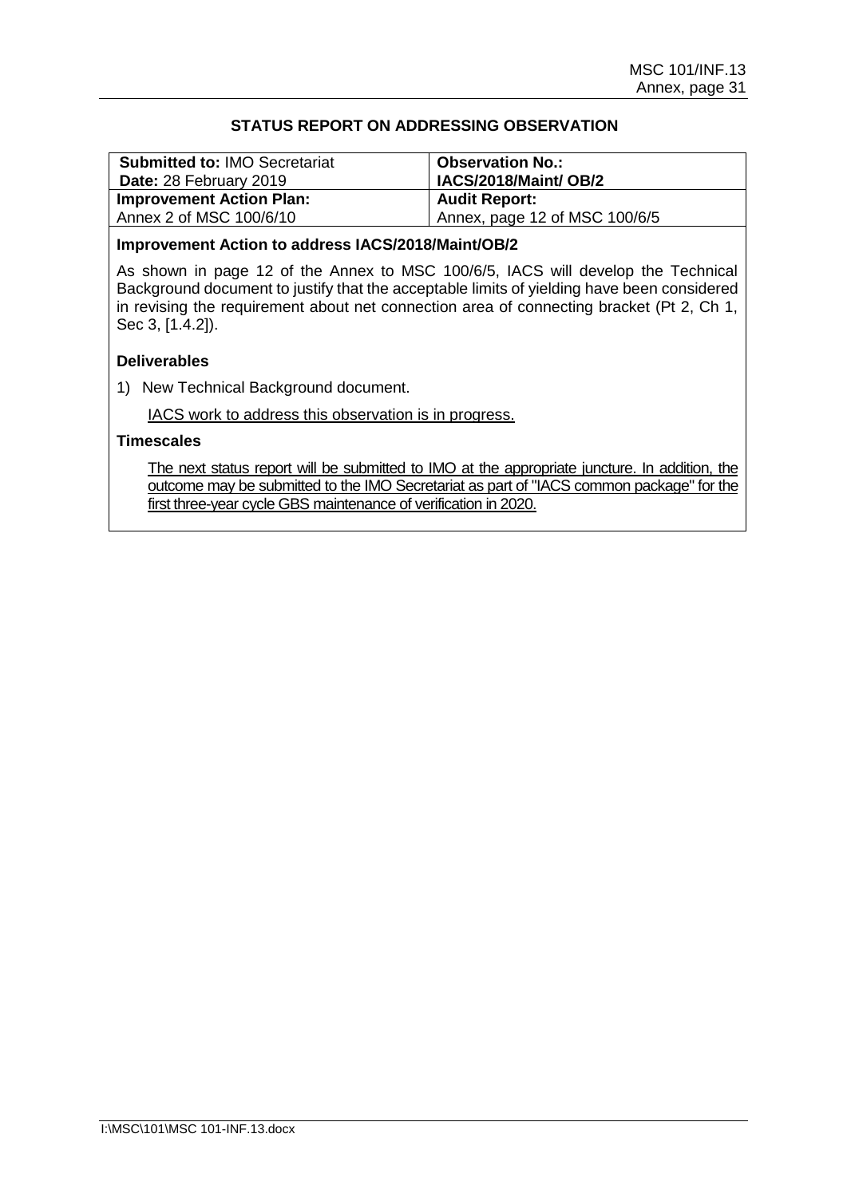## STATUS REPORT ON ADDRESSING OBSERVATION

| **Submitted to:** IMO Secretariat<br>**Date:** 28 February 2019 | **Observation No.:**<br>**IACS/2018/Maint/ OB/2** |
|---|---|
| **Improvement Action Plan:**<br>Annex 2 of MSC 100/6/10 | **Audit Report:**<br>Annex, page 12 of MSC 100/6/5 |

**Improvement Action to address IACS/2018/Maint/OB/2**

As shown in page 12 of the Annex to MSC 100/6/5, IACS will develop the Technical Background document to justify that the acceptable limits of yielding have been considered in revising the requirement about net connection area of connecting bracket (Pt 2, Ch 1, Sec 3, [1.4.2]).

**Deliverables**

1) New Technical Background document.

<u>IACS work to address this observation is in progress.</u>

**Timescales**

<u>The next status report will be submitted to IMO at the appropriate juncture. In addition, the outcome may be submitted to the IMO Secretariat as part of "IACS common package" for the first three-year cycle GBS maintenance of verification in 2020.</u>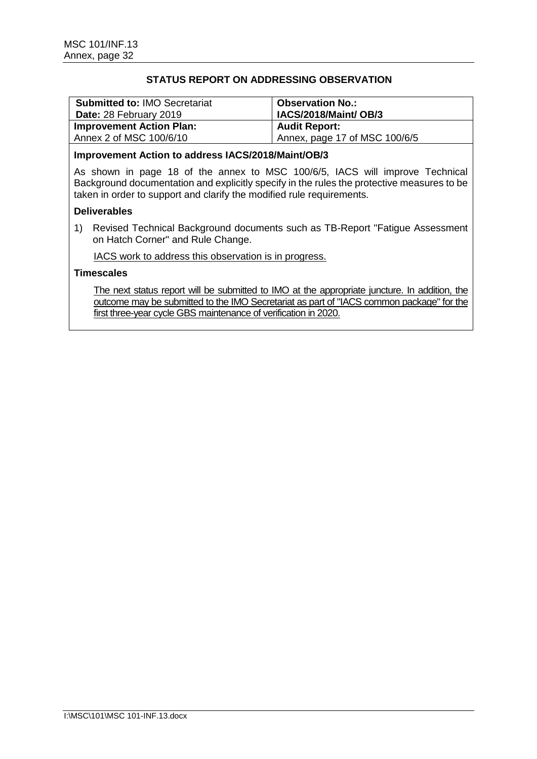## STATUS REPORT ON ADDRESSING OBSERVATION

| **Submitted to:** IMO Secretariat<br>**Date:** 28 February 2019 | **Observation No.:**<br>**IACS/2018/Maint/ OB/3** |
| --- | --- |
| **Improvement Action Plan:**<br>Annex 2 of MSC 100/6/10 | **Audit Report:**<br>Annex, page 17 of MSC 100/6/5 |

**Improvement Action to address IACS/2018/Maint/OB/3**

As shown in page 18 of the annex to MSC 100/6/5, IACS will improve Technical Background documentation and explicitly specify in the rules the protective measures to be taken in order to support and clarify the modified rule requirements.

**Deliverables**

1) Revised Technical Background documents such as TB-Report "Fatigue Assessment on Hatch Corner" and Rule Change.

<u>IACS work to address this observation is in progress.</u>

**Timescales**

<u>The next status report will be submitted to IMO at the appropriate juncture. In addition, the outcome may be submitted to the IMO Secretariat as part of "IACS common package" for the first three-year cycle GBS maintenance of verification in 2020.</u>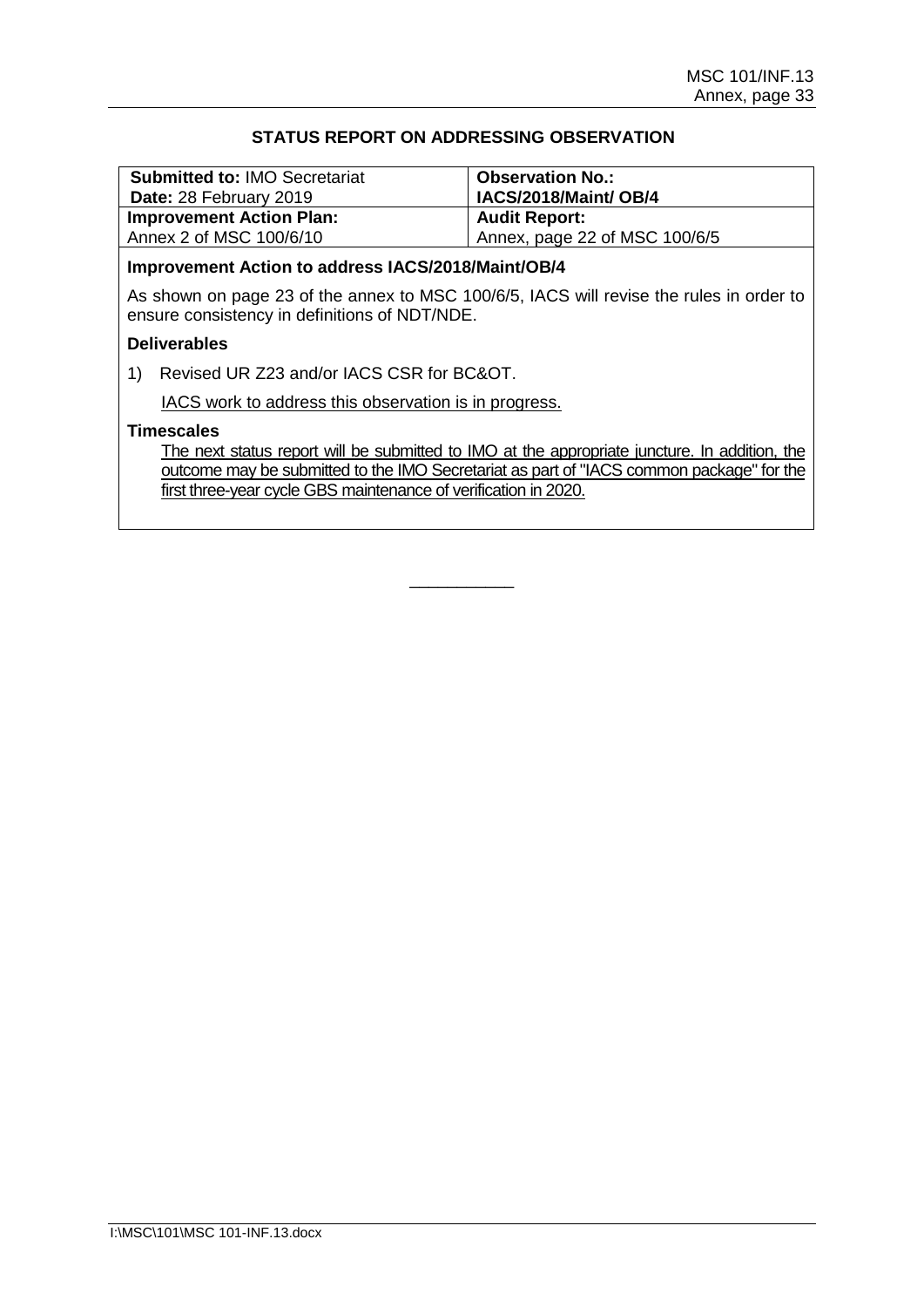## STATUS REPORT ON ADDRESSING OBSERVATION

| | |
|---|---|
| **Submitted to:** IMO Secretariat<br>**Date:** 28 February 2019 | **Observation No.:**<br>**IACS/2018/Maint/ OB/4** |
| **Improvement Action Plan:**<br>Annex 2 of MSC 100/6/10 | **Audit Report:**<br>Annex, page 22 of MSC 100/6/5 |

**Improvement Action to address IACS/2018/Maint/OB/4**

As shown on page 23 of the annex to MSC 100/6/5, IACS will revise the rules in order to ensure consistency in definitions of NDT/NDE.

**Deliverables**

1) Revised UR Z23 and/or IACS CSR for BC&OT.

IACS work to address this observation is in progress.

**Timescales**

The next status report will be submitted to IMO at the appropriate juncture. In addition, the outcome may be submitted to the IMO Secretariat as part of "IACS common package" for the first three-year cycle GBS maintenance of verification in 2020.

___________